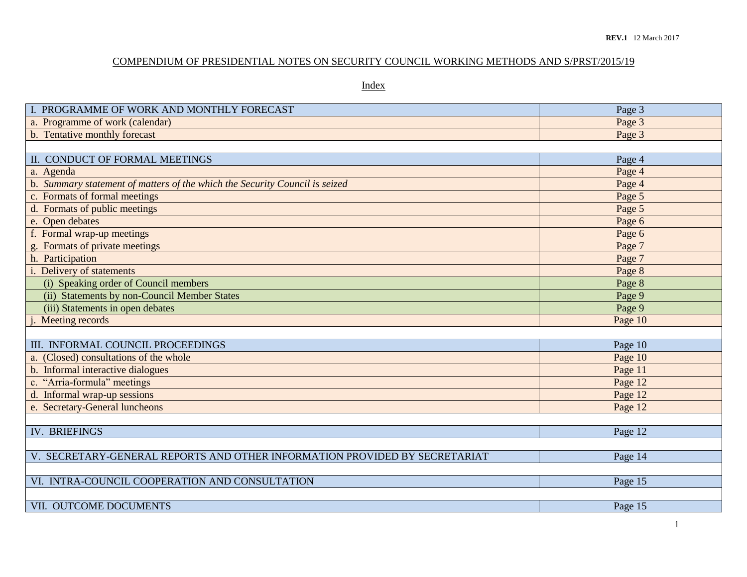**REV.1** 12 March 2017

COMPENDIUM OF PRESIDENTIAL NOTES ON SECURITY COUNCIL WORKING METHODS AND S/PRST/2015/19

Index

| | |
|---|---|
| I. PROGRAMME OF WORK AND MONTHLY FORECAST | Page 3 |
| a. Programme of work (calendar) | Page 3 |
| b. Tentative monthly forecast | Page 3 |
| | |
| II. CONDUCT OF FORMAL MEETINGS | Page 4 |
| a. Agenda | Page 4 |
| b. *Summary statement of matters of the which the Security Council is seized* | Page 4 |
| c. Formats of formal meetings | Page 5 |
| d. Formats of public meetings | Page 5 |
| e. Open debates | Page 6 |
| f. Formal wrap-up meetings | Page 6 |
| g. Formats of private meetings | Page 7 |
| h. Participation | Page 7 |
| i. Delivery of statements | Page 8 |
| (i) Speaking order of Council members | Page 8 |
| (ii) Statements by non-Council Member States | Page 9 |
| (iii) Statements in open debates | Page 9 |
| j. Meeting records | Page 10 |
| | |
| III. INFORMAL COUNCIL PROCEEDINGS | Page 10 |
| a. (Closed) consultations of the whole | Page 10 |
| b. Informal interactive dialogues | Page 11 |
| c. "Arria-formula" meetings | Page 12 |
| d. Informal wrap-up sessions | Page 12 |
| e. Secretary-General luncheons | Page 12 |
| | |
| IV. BRIEFINGS | Page 12 |
| | |
| V. SECRETARY-GENERAL REPORTS AND OTHER INFORMATION PROVIDED BY SECRETARIAT | Page 14 |
| | |
| VI. INTRA-COUNCIL COOPERATION AND CONSULTATION | Page 15 |
| | |
| VII. OUTCOME DOCUMENTS | Page 15 |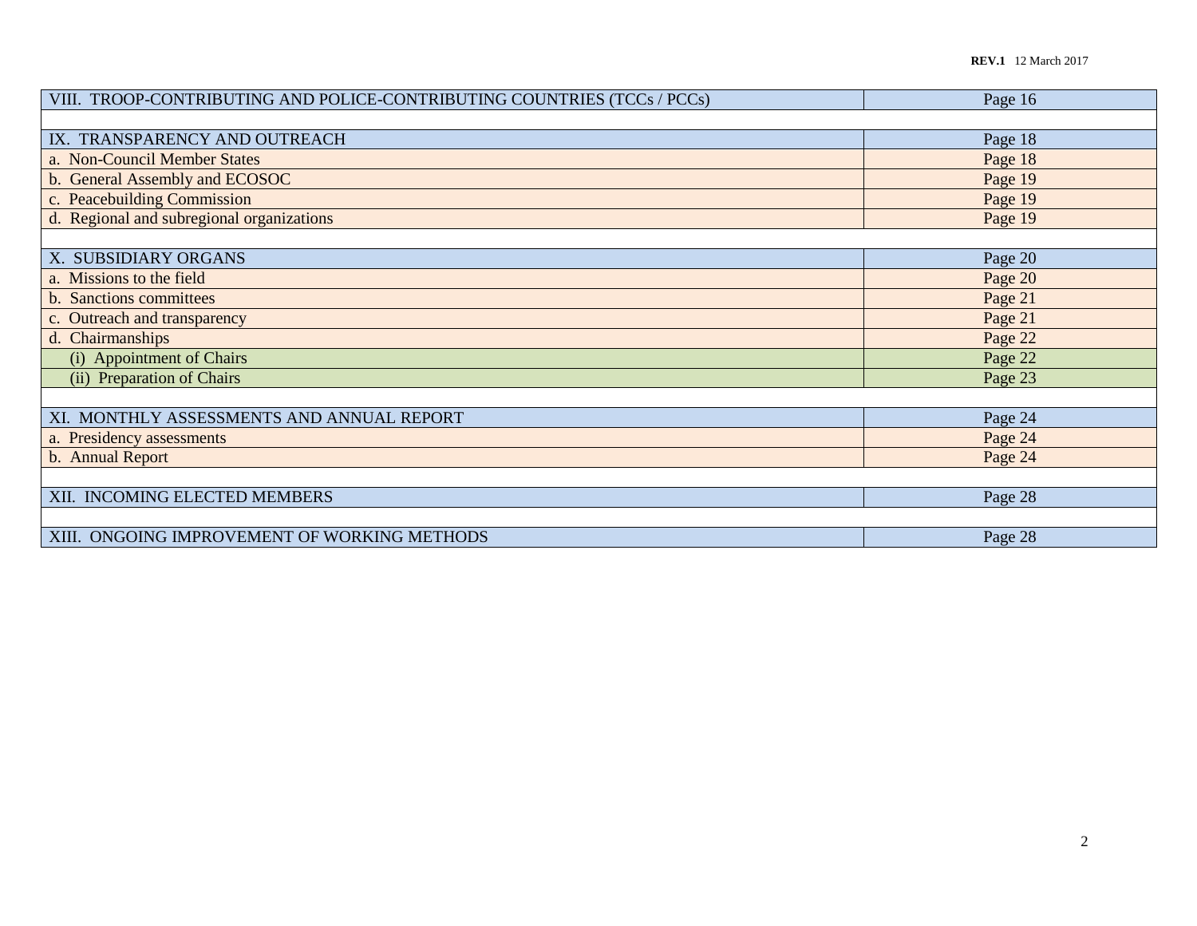| | |
|---|---|
| VIII. TROOP-CONTRIBUTING AND POLICE-CONTRIBUTING COUNTRIES (TCCs / PCCs) | Page 16 |
| | |
| IX. TRANSPARENCY AND OUTREACH | Page 18 |
| a. Non-Council Member States | Page 18 |
| b. General Assembly and ECOSOC | Page 19 |
| c. Peacebuilding Commission | Page 19 |
| d. Regional and subregional organizations | Page 19 |
| | |
| X. SUBSIDIARY ORGANS | Page 20 |
| a. Missions to the field | Page 20 |
| b. Sanctions committees | Page 21 |
| c. Outreach and transparency | Page 21 |
| d. Chairmanships | Page 22 |
| (i) Appointment of Chairs | Page 22 |
| (ii) Preparation of Chairs | Page 23 |
| | |
| XI. MONTHLY ASSESSMENTS AND ANNUAL REPORT | Page 24 |
| a. Presidency assessments | Page 24 |
| b. Annual Report | Page 24 |
| | |
| XII. INCOMING ELECTED MEMBERS | Page 28 |
| | |
| XIII. ONGOING IMPROVEMENT OF WORKING METHODS | Page 28 |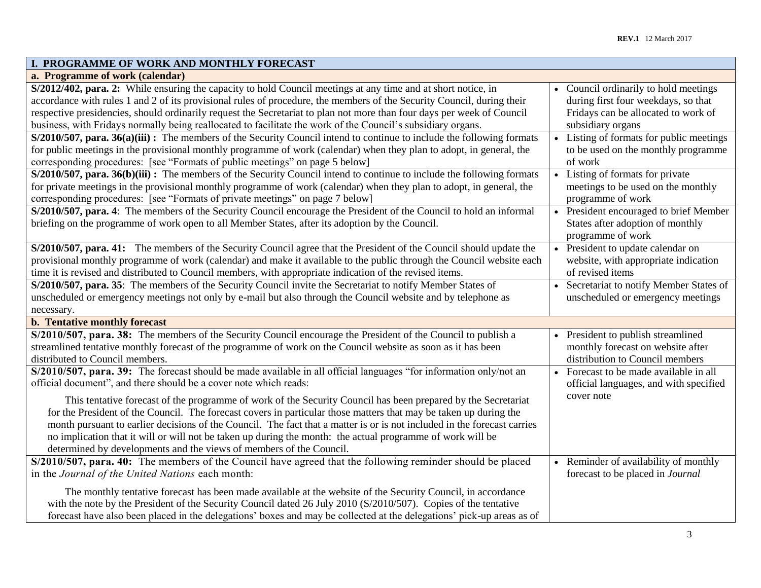| I. PROGRAMME OF WORK AND MONTHLY FORECAST | |
|---|---|
| **a. Programme of work (calendar)** | |
| **S/2012/402, para. 2:** While ensuring the capacity to hold Council meetings at any time and at short notice, in accordance with rules 1 and 2 of its provisional rules of procedure, the members of the Security Council, during their respective presidencies, should ordinarily request the Secretariat to plan not more than four days per week of Council business, with Fridays normally being reallocated to facilitate the work of the Council's subsidiary organs. | • Council ordinarily to hold meetings during first four weekdays, so that Fridays can be allocated to work of subsidiary organs |
| **S/2010/507, para. 36(a)(iii) :** The members of the Security Council intend to continue to include the following formats for public meetings in the provisional monthly programme of work (calendar) when they plan to adopt, in general, the corresponding procedures: [see "Formats of public meetings" on page 5 below] | • Listing of formats for public meetings to be used on the monthly programme of work |
| **S/2010/507, para. 36(b)(iii) :** The members of the Security Council intend to continue to include the following formats for private meetings in the provisional monthly programme of work (calendar) when they plan to adopt, in general, the corresponding procedures: [see "Formats of private meetings" on page 7 below] | • Listing of formats for private meetings to be used on the monthly programme of work |
| **S/2010/507, para. 4**: The members of the Security Council encourage the President of the Council to hold an informal briefing on the programme of work open to all Member States, after its adoption by the Council. | • President encouraged to brief Member States after adoption of monthly programme of work |
| **S/2010/507, para. 41:** The members of the Security Council agree that the President of the Council should update the provisional monthly programme of work (calendar) and make it available to the public through the Council website each time it is revised and distributed to Council members, with appropriate indication of the revised items. | • President to update calendar on website, with appropriate indication of revised items |
| **S/2010/507, para. 35**: The members of the Security Council invite the Secretariat to notify Member States of unscheduled or emergency meetings not only by e-mail but also through the Council website and by telephone as necessary. | • Secretariat to notify Member States of unscheduled or emergency meetings |
| **b. Tentative monthly forecast** | |
| **S/2010/507, para. 38:** The members of the Security Council encourage the President of the Council to publish a streamlined tentative monthly forecast of the programme of work on the Council website as soon as it has been distributed to Council members. | • President to publish streamlined monthly forecast on website after distribution to Council members |
| **S/2010/507, para. 39:** The forecast should be made available in all official languages "for information only/not an official document", and there should be a cover note which reads: <br><br> This tentative forecast of the programme of work of the Security Council has been prepared by the Secretariat for the President of the Council. The forecast covers in particular those matters that may be taken up during the month pursuant to earlier decisions of the Council. The fact that a matter is or is not included in the forecast carries no implication that it will or will not be taken up during the month: the actual programme of work will be determined by developments and the views of members of the Council. | • Forecast to be made available in all official languages, and with specified cover note |
| **S/2010/507, para. 40:** The members of the Council have agreed that the following reminder should be placed in the *Journal of the United Nations* each month: <br><br> The monthly tentative forecast has been made available at the website of the Security Council, in accordance with the note by the President of the Security Council dated 26 July 2010 (S/2010/507). Copies of the tentative forecast have also been placed in the delegations' boxes and may be collected at the delegations' pick-up areas as of | • Reminder of availability of monthly forecast to be placed in *Journal* |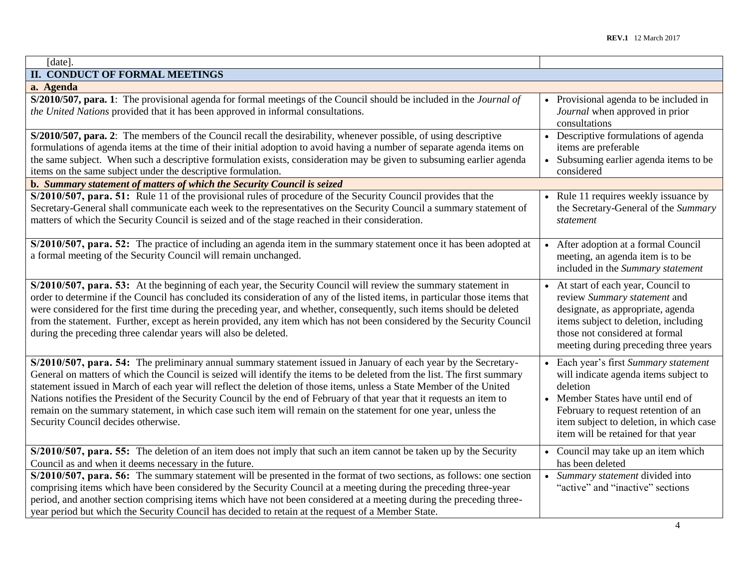| [date]. | |
|---|---|
| **II. CONDUCT OF FORMAL MEETINGS** | |
| **a. Agenda** | |
| **S/2010/507, para. 1**: The provisional agenda for formal meetings of the Council should be included in the *Journal of the United Nations* provided that it has been approved in informal consultations. | • Provisional agenda to be included in *Journal* when approved in prior consultations |
| **S/2010/507, para. 2**: The members of the Council recall the desirability, whenever possible, of using descriptive formulations of agenda items at the time of their initial adoption to avoid having a number of separate agenda items on the same subject. When such a descriptive formulation exists, consideration may be given to subsuming earlier agenda items on the same subject under the descriptive formulation. | • Descriptive formulations of agenda items are preferable<br>• Subsuming earlier agenda items to be considered |
| ***b. Summary statement of matters of which the Security Council is seized*** | |
| **S/2010/507, para. 51:** Rule 11 of the provisional rules of procedure of the Security Council provides that the Secretary-General shall communicate each week to the representatives on the Security Council a summary statement of matters of which the Security Council is seized and of the stage reached in their consideration. | • Rule 11 requires weekly issuance by the Secretary-General of the *Summary statement* |
| **S/2010/507, para. 52:** The practice of including an agenda item in the summary statement once it has been adopted at a formal meeting of the Security Council will remain unchanged. | • After adoption at a formal Council meeting, an agenda item is to be included in the *Summary statement* |
| **S/2010/507, para. 53:** At the beginning of each year, the Security Council will review the summary statement in order to determine if the Council has concluded its consideration of any of the listed items, in particular those items that were considered for the first time during the preceding year, and whether, consequently, such items should be deleted from the statement. Further, except as herein provided, any item which has not been considered by the Security Council during the preceding three calendar years will also be deleted. | • At start of each year, Council to review *Summary statement* and designate, as appropriate, agenda items subject to deletion, including those not considered at formal meeting during preceding three years |
| **S/2010/507, para. 54:** The preliminary annual summary statement issued in January of each year by the Secretary-General on matters of which the Council is seized will identify the items to be deleted from the list. The first summary statement issued in March of each year will reflect the deletion of those items, unless a State Member of the United Nations notifies the President of the Security Council by the end of February of that year that it requests an item to remain on the summary statement, in which case such item will remain on the statement for one year, unless the Security Council decides otherwise. | • Each year's first *Summary statement* will indicate agenda items subject to deletion<br>• Member States have until end of February to request retention of an item subject to deletion, in which case item will be retained for that year |
| **S/2010/507, para. 55:** The deletion of an item does not imply that such an item cannot be taken up by the Security Council as and when it deems necessary in the future. | • Council may take up an item which has been deleted |
| **S/2010/507, para. 56:** The summary statement will be presented in the format of two sections, as follows: one section comprising items which have been considered by the Security Council at a meeting during the preceding three-year period, and another section comprising items which have not been considered at a meeting during the preceding three-year period but which the Security Council has decided to retain at the request of a Member State. | • *Summary statement* divided into "active" and "inactive" sections |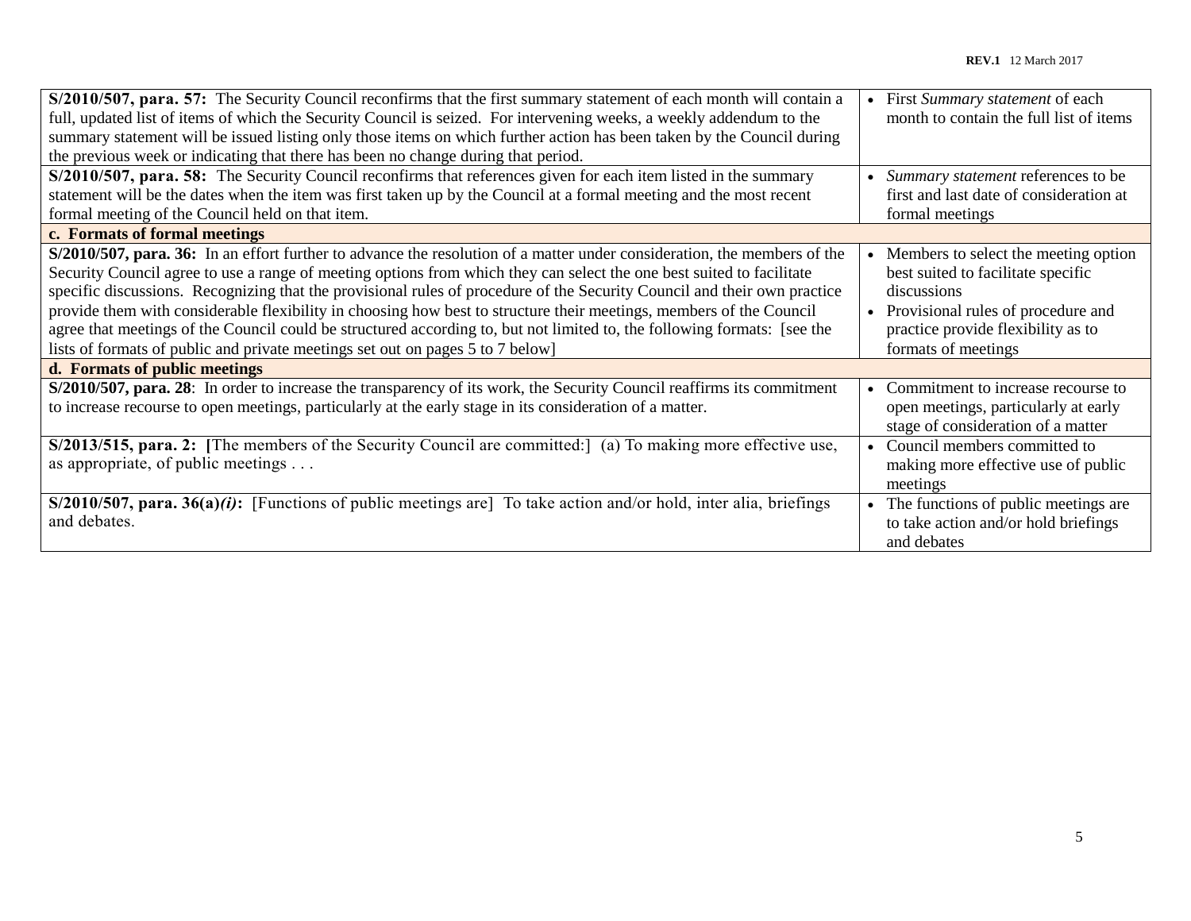| | |
|---|---|
| **S/2010/507, para. 57:** The Security Council reconfirms that the first summary statement of each month will contain a full, updated list of items of which the Security Council is seized. For intervening weeks, a weekly addendum to the summary statement will be issued listing only those items on which further action has been taken by the Council during the previous week or indicating that there has been no change during that period. | • First *Summary statement* of each month to contain the full list of items |
| **S/2010/507, para. 58:** The Security Council reconfirms that references given for each item listed in the summary statement will be the dates when the item was first taken up by the Council at a formal meeting and the most recent formal meeting of the Council held on that item. | • *Summary statement* references to be first and last date of consideration at formal meetings |
| **c. Formats of formal meetings** | |
| **S/2010/507, para. 36:** In an effort further to advance the resolution of a matter under consideration, the members of the Security Council agree to use a range of meeting options from which they can select the one best suited to facilitate specific discussions. Recognizing that the provisional rules of procedure of the Security Council and their own practice provide them with considerable flexibility in choosing how best to structure their meetings, members of the Council agree that meetings of the Council could be structured according to, but not limited to, the following formats: [see the lists of formats of public and private meetings set out on pages 5 to 7 below] | • Members to select the meeting option best suited to facilitate specific discussions<br>• Provisional rules of procedure and practice provide flexibility as to formats of meetings |
| **d. Formats of public meetings** | |
| **S/2010/507, para. 28**: In order to increase the transparency of its work, the Security Council reaffirms its commitment to increase recourse to open meetings, particularly at the early stage in its consideration of a matter. | • Commitment to increase recourse to open meetings, particularly at early stage of consideration of a matter |
| **S/2013/515, para. 2: [**The members of the Security Council are committed:] (a) To making more effective use, as appropriate, of public meetings . . . | • Council members committed to making more effective use of public meetings |
| **S/2010/507, para. 36(a)*(i)*:** [Functions of public meetings are] To take action and/or hold, inter alia, briefings and debates. | • The functions of public meetings are to take action and/or hold briefings and debates |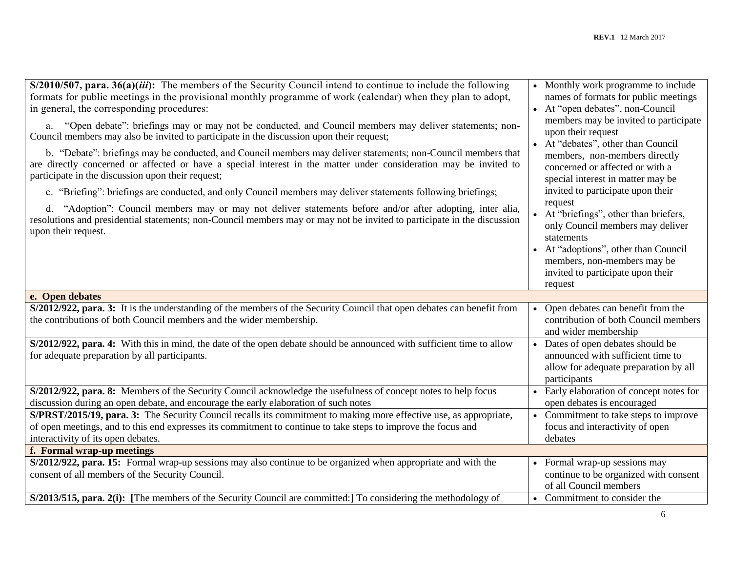| | |
|---|---|
| **S/2010/507, para. 36(a)(*iii*):** The members of the Security Council intend to continue to include the following formats for public meetings in the provisional monthly programme of work (calendar) when they plan to adopt, in general, the corresponding procedures:<br><br>a. "Open debate": briefings may or may not be conducted, and Council members may deliver statements; non-Council members may also be invited to participate in the discussion upon their request;<br><br>b. "Debate": briefings may be conducted, and Council members may deliver statements; non-Council members that are directly concerned or affected or have a special interest in the matter under consideration may be invited to participate in the discussion upon their request;<br><br>c. "Briefing": briefings are conducted, and only Council members may deliver statements following briefings;<br><br>d. "Adoption": Council members may or may not deliver statements before and/or after adopting, inter alia, resolutions and presidential statements; non-Council members may or may not be invited to participate in the discussion upon their request. | • Monthly work programme to include names of formats for public meetings<br>• At "open debates", non-Council members may be invited to participate upon their request<br>• At "debates", other than Council members, non-members directly concerned or affected or with a special interest in matter may be invited to participate upon their request<br>• At "briefings", other than briefers, only Council members may deliver statements<br>• At "adoptions", other than Council members, non-members may be invited to participate upon their request |
| **e. Open debates** | |
| **S/2012/922, para. 3:** It is the understanding of the members of the Security Council that open debates can benefit from the contributions of both Council members and the wider membership. | • Open debates can benefit from the contribution of both Council members and wider membership |
| **S/2012/922, para. 4:** With this in mind, the date of the open debate should be announced with sufficient time to allow for adequate preparation by all participants. | • Dates of open debates should be announced with sufficient time to allow for adequate preparation by all participants |
| **S/2012/922, para. 8:** Members of the Security Council acknowledge the usefulness of concept notes to help focus discussion during an open debate, and encourage the early elaboration of such notes | • Early elaboration of concept notes for open debates is encouraged |
| **S/PRST/2015/19, para. 3:** The Security Council recalls its commitment to making more effective use, as appropriate, of open meetings, and to this end expresses its commitment to continue to take steps to improve the focus and interactivity of its open debates. | • Commitment to take steps to improve focus and interactivity of open debates |
| **f. Formal wrap-up meetings** | |
| **S/2012/922, para. 15:** Formal wrap-up sessions may also continue to be organized when appropriate and with the consent of all members of the Security Council. | • Formal wrap-up sessions may continue to be organized with consent of all Council members |
| **S/2013/515, para. 2(i): [**The members of the Security Council are committed:] To considering the methodology of | • Commitment to consider the |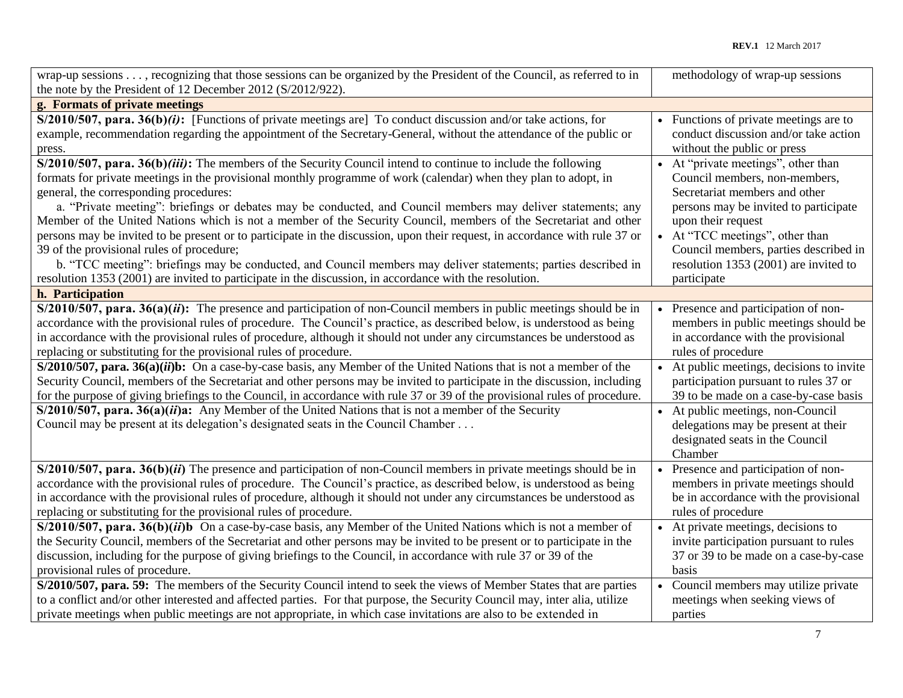| | |
|---|---|
| wrap-up sessions . . . , recognizing that those sessions can be organized by the President of the Council, as referred to in the note by the President of 12 December 2012 (S/2012/922). | methodology of wrap-up sessions |
| **g. Formats of private meetings** | |
| **S/2010/507, para. 36(b)*(i)*:** [Functions of private meetings are] To conduct discussion and/or take actions, for example, recommendation regarding the appointment of the Secretary-General, without the attendance of the public or press. | • Functions of private meetings are to conduct discussion and/or take action without the public or press |
| **S/2010/507, para. 36(b)*(iii)*:** The members of the Security Council intend to continue to include the following formats for private meetings in the provisional monthly programme of work (calendar) when they plan to adopt, in general, the corresponding procedures:<br>a. "Private meeting": briefings or debates may be conducted, and Council members may deliver statements; any Member of the United Nations which is not a member of the Security Council, members of the Secretariat and other persons may be invited to be present or to participate in the discussion, upon their request, in accordance with rule 37 or 39 of the provisional rules of procedure;<br>b. "TCC meeting": briefings may be conducted, and Council members may deliver statements; parties described in resolution 1353 (2001) are invited to participate in the discussion, in accordance with the resolution. | • At "private meetings", other than Council members, non-members, Secretariat members and other persons may be invited to participate upon their request<br>• At "TCC meetings", other than Council members, parties described in resolution 1353 (2001) are invited to participate |
| **h. Participation** | |
| **S/2010/507, para. 36(a)(*ii*):** The presence and participation of non-Council members in public meetings should be in accordance with the provisional rules of procedure. The Council's practice, as described below, is understood as being in accordance with the provisional rules of procedure, although it should not under any circumstances be understood as replacing or substituting for the provisional rules of procedure. | • Presence and participation of non-members in public meetings should be in accordance with the provisional rules of procedure |
| **S/2010/507, para. 36(a)(*ii*)b:** On a case-by-case basis, any Member of the United Nations that is not a member of the Security Council, members of the Secretariat and other persons may be invited to participate in the discussion, including for the purpose of giving briefings to the Council, in accordance with rule 37 or 39 of the provisional rules of procedure. | • At public meetings, decisions to invite participation pursuant to rules 37 or 39 to be made on a case-by-case basis |
| **S/2010/507, para. 36(a)(*ii*)a:** Any Member of the United Nations that is not a member of the Security Council may be present at its delegation's designated seats in the Council Chamber . . . | • At public meetings, non-Council delegations may be present at their designated seats in the Council Chamber |
| **S/2010/507, para. 36(b)(*ii*)** The presence and participation of non-Council members in private meetings should be in accordance with the provisional rules of procedure. The Council's practice, as described below, is understood as being in accordance with the provisional rules of procedure, although it should not under any circumstances be understood as replacing or substituting for the provisional rules of procedure. | • Presence and participation of non-members in private meetings should be in accordance with the provisional rules of procedure |
| **S/2010/507, para. 36(b)(*ii*)b** On a case-by-case basis, any Member of the United Nations which is not a member of the Security Council, members of the Secretariat and other persons may be invited to be present or to participate in the discussion, including for the purpose of giving briefings to the Council, in accordance with rule 37 or 39 of the provisional rules of procedure. | • At private meetings, decisions to invite participation pursuant to rules 37 or 39 to be made on a case-by-case basis |
| **S/2010/507, para. 59:** The members of the Security Council intend to seek the views of Member States that are parties to a conflict and/or other interested and affected parties. For that purpose, the Security Council may, inter alia, utilize private meetings when public meetings are not appropriate, in which case invitations are also to be extended in | • Council members may utilize private meetings when seeking views of parties |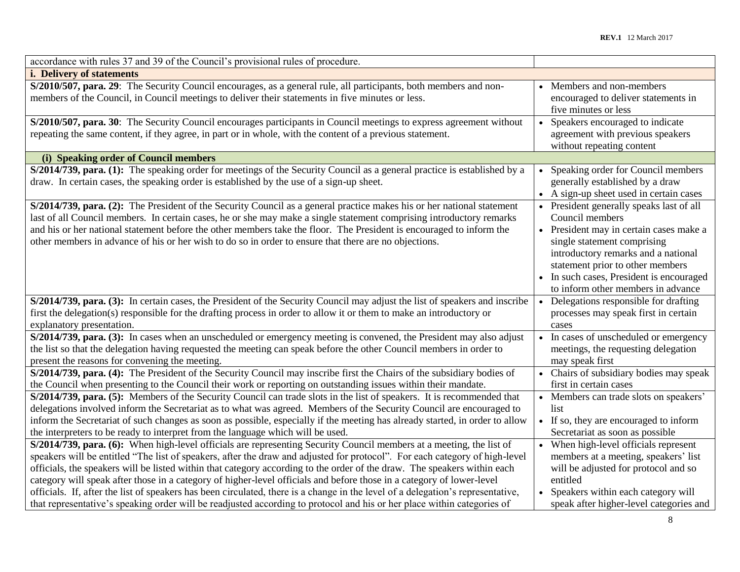| | |
|---|---|
| accordance with rules 37 and 39 of the Council's provisional rules of procedure. | |
| **i. Delivery of statements** | |
| **S/2010/507, para. 29**: The Security Council encourages, as a general rule, all participants, both members and non-members of the Council, in Council meetings to deliver their statements in five minutes or less. | • Members and non-members encouraged to deliver statements in five minutes or less |
| **S/2010/507, para. 30**: The Security Council encourages participants in Council meetings to express agreement without repeating the same content, if they agree, in part or in whole, with the content of a previous statement. | • Speakers encouraged to indicate agreement with previous speakers without repeating content |
| **(i) Speaking order of Council members** | |
| **S/2014/739, para. (1):** The speaking order for meetings of the Security Council as a general practice is established by a draw. In certain cases, the speaking order is established by the use of a sign-up sheet. | • Speaking order for Council members generally established by a draw<br>• A sign-up sheet used in certain cases |
| **S/2014/739, para. (2):** The President of the Security Council as a general practice makes his or her national statement last of all Council members. In certain cases, he or she may make a single statement comprising introductory remarks and his or her national statement before the other members take the floor. The President is encouraged to inform the other members in advance of his or her wish to do so in order to ensure that there are no objections. | • President generally speaks last of all Council members<br>• President may in certain cases make a single statement comprising introductory remarks and a national statement prior to other members<br>• In such cases, President is encouraged to inform other members in advance |
| **S/2014/739, para. (3):** In certain cases, the President of the Security Council may adjust the list of speakers and inscribe first the delegation(s) responsible for the drafting process in order to allow it or them to make an introductory or explanatory presentation. | • Delegations responsible for drafting processes may speak first in certain cases |
| **S/2014/739, para. (3):** In cases when an unscheduled or emergency meeting is convened, the President may also adjust the list so that the delegation having requested the meeting can speak before the other Council members in order to present the reasons for convening the meeting. | • In cases of unscheduled or emergency meetings, the requesting delegation may speak first |
| **S/2014/739, para. (4):** The President of the Security Council may inscribe first the Chairs of the subsidiary bodies of the Council when presenting to the Council their work or reporting on outstanding issues within their mandate. | • Chairs of subsidiary bodies may speak first in certain cases |
| **S/2014/739, para. (5):** Members of the Security Council can trade slots in the list of speakers. It is recommended that delegations involved inform the Secretariat as to what was agreed. Members of the Security Council are encouraged to inform the Secretariat of such changes as soon as possible, especially if the meeting has already started, in order to allow the interpreters to be ready to interpret from the language which will be used. | • Members can trade slots on speakers' list<br>• If so, they are encouraged to inform Secretariat as soon as possible |
| **S/2014/739, para. (6):** When high-level officials are representing Security Council members at a meeting, the list of speakers will be entitled "The list of speakers, after the draw and adjusted for protocol". For each category of high-level officials, the speakers will be listed within that category according to the order of the draw. The speakers within each category will speak after those in a category of higher-level officials and before those in a category of lower-level officials. If, after the list of speakers has been circulated, there is a change in the level of a delegation's representative, that representative's speaking order will be readjusted according to protocol and his or her place within categories of | • When high-level officials represent members at a meeting, speakers' list will be adjusted for protocol and so entitled<br>• Speakers within each category will speak after higher-level categories and |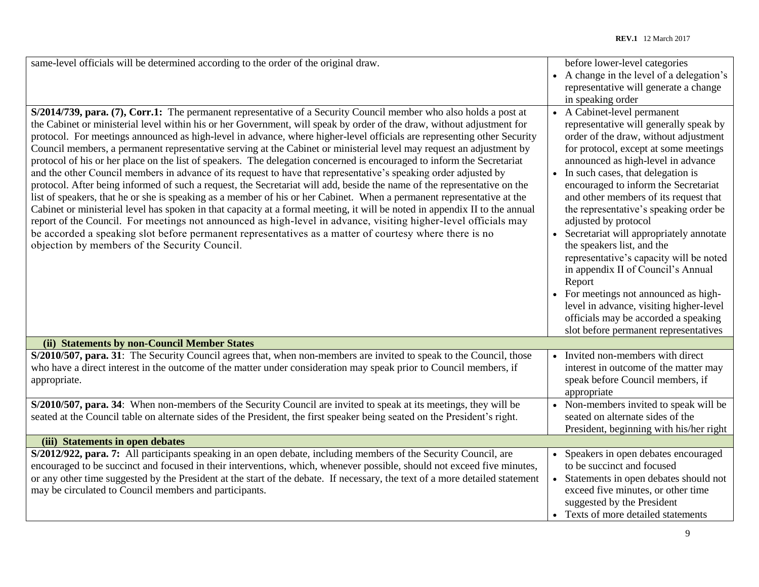| | |
|---|---|
| same-level officials will be determined according to the order of the original draw. | before lower-level categories<br>• A change in the level of a delegation's representative will generate a change in speaking order |
| **S/2014/739, para. (7), Corr.1:** The permanent representative of a Security Council member who also holds a post at the Cabinet or ministerial level within his or her Government, will speak by order of the draw, without adjustment for protocol. For meetings announced as high-level in advance, where higher-level officials are representing other Security Council members, a permanent representative serving at the Cabinet or ministerial level may request an adjustment by protocol of his or her place on the list of speakers. The delegation concerned is encouraged to inform the Secretariat and the other Council members in advance of its request to have that representative's speaking order adjusted by protocol. After being informed of such a request, the Secretariat will add, beside the name of the representative on the list of speakers, that he or she is speaking as a member of his or her Cabinet. When a permanent representative at the Cabinet or ministerial level has spoken in that capacity at a formal meeting, it will be noted in appendix II to the annual report of the Council. For meetings not announced as high-level in advance, visiting higher-level officials may be accorded a speaking slot before permanent representatives as a matter of courtesy where there is no objection by members of the Security Council. | • A Cabinet-level permanent representative will generally speak by order of the draw, without adjustment for protocol, except at some meetings announced as high-level in advance<br>• In such cases, that delegation is encouraged to inform the Secretariat and other members of its request that the representative's speaking order be adjusted by protocol<br>• Secretariat will appropriately annotate the speakers list, and the representative's capacity will be noted in appendix II of Council's Annual Report<br>• For meetings not announced as high-level in advance, visiting higher-level officials may be accorded a speaking slot before permanent representatives |
| **(ii) Statements by non-Council Member States** | |
| **S/2010/507, para. 31**: The Security Council agrees that, when non-members are invited to speak to the Council, those who have a direct interest in the outcome of the matter under consideration may speak prior to Council members, if appropriate. | • Invited non-members with direct interest in outcome of the matter may speak before Council members, if appropriate |
| **S/2010/507, para. 34**: When non-members of the Security Council are invited to speak at its meetings, they will be seated at the Council table on alternate sides of the President, the first speaker being seated on the President's right. | • Non-members invited to speak will be seated on alternate sides of the President, beginning with his/her right |
| **(iii) Statements in open debates** | |
| **S/2012/922, para. 7:** All participants speaking in an open debate, including members of the Security Council, are encouraged to be succinct and focused in their interventions, which, whenever possible, should not exceed five minutes, or any other time suggested by the President at the start of the debate. If necessary, the text of a more detailed statement may be circulated to Council members and participants. | • Speakers in open debates encouraged to be succinct and focused<br>• Statements in open debates should not exceed five minutes, or other time suggested by the President<br>• Texts of more detailed statements |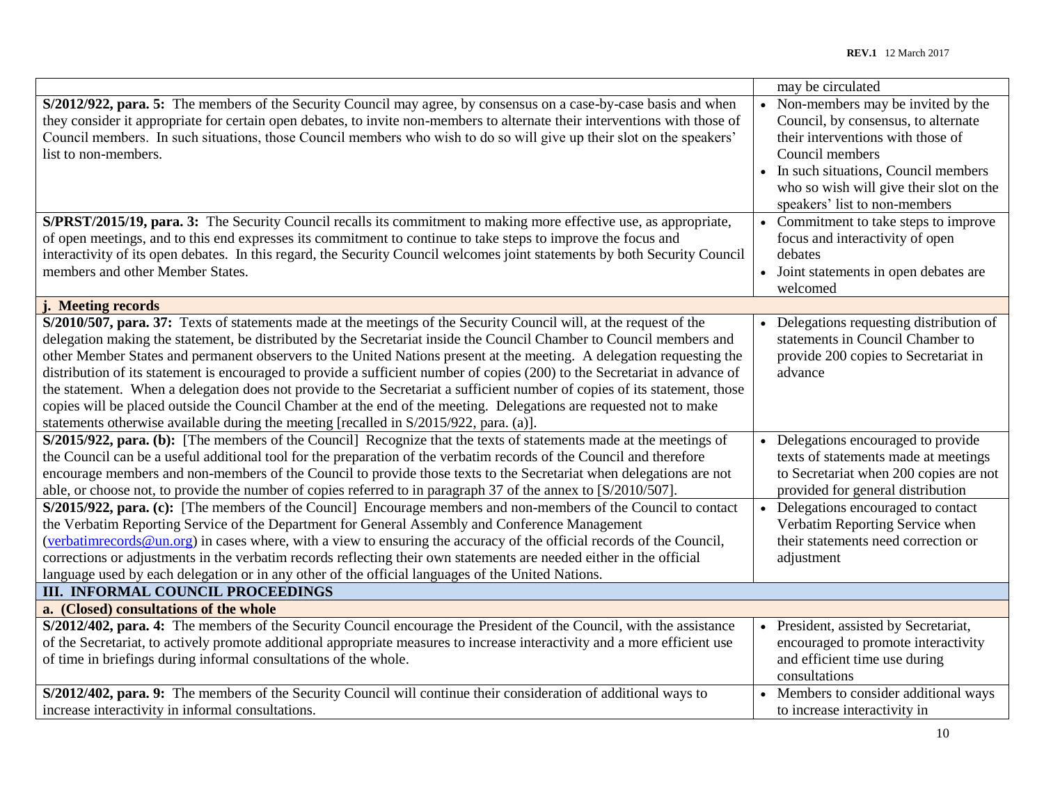| | |
|---|---|
| | may be circulated |
| **S/2012/922, para. 5:** The members of the Security Council may agree, by consensus on a case-by-case basis and when they consider it appropriate for certain open debates, to invite non-members to alternate their interventions with those of Council members. In such situations, those Council members who wish to do so will give up their slot on the speakers' list to non-members. | • Non-members may be invited by the Council, by consensus, to alternate their interventions with those of Council members<br>• In such situations, Council members who so wish will give their slot on the speakers' list to non-members |
| **S/PRST/2015/19, para. 3:** The Security Council recalls its commitment to making more effective use, as appropriate, of open meetings, and to this end expresses its commitment to continue to take steps to improve the focus and interactivity of its open debates. In this regard, the Security Council welcomes joint statements by both Security Council members and other Member States. | • Commitment to take steps to improve focus and interactivity of open debates<br>• Joint statements in open debates are welcomed |
| **j. Meeting records** | |
| **S/2010/507, para. 37:** Texts of statements made at the meetings of the Security Council will, at the request of the delegation making the statement, be distributed by the Secretariat inside the Council Chamber to Council members and other Member States and permanent observers to the United Nations present at the meeting. A delegation requesting the distribution of its statement is encouraged to provide a sufficient number of copies (200) to the Secretariat in advance of the statement. When a delegation does not provide to the Secretariat a sufficient number of copies of its statement, those copies will be placed outside the Council Chamber at the end of the meeting. Delegations are requested not to make statements otherwise available during the meeting [recalled in S/2015/922, para. (a)]. | • Delegations requesting distribution of statements in Council Chamber to provide 200 copies to Secretariat in advance |
| **S/2015/922, para. (b):** [The members of the Council] Recognize that the texts of statements made at the meetings of the Council can be a useful additional tool for the preparation of the verbatim records of the Council and therefore encourage members and non-members of the Council to provide those texts to the Secretariat when delegations are not able, or choose not, to provide the number of copies referred to in paragraph 37 of the annex to [S/2010/507]. | • Delegations encouraged to provide texts of statements made at meetings to Secretariat when 200 copies are not provided for general distribution |
| **S/2015/922, para. (c):** [The members of the Council] Encourage members and non-members of the Council to contact the Verbatim Reporting Service of the Department for General Assembly and Conference Management (verbatimrecords@un.org) in cases where, with a view to ensuring the accuracy of the official records of the Council, corrections or adjustments in the verbatim records reflecting their own statements are needed either in the official language used by each delegation or in any other of the official languages of the United Nations. | • Delegations encouraged to contact Verbatim Reporting Service when their statements need correction or adjustment |
| **III. INFORMAL COUNCIL PROCEEDINGS** | |
| **a. (Closed) consultations of the whole** | |
| **S/2012/402, para. 4:** The members of the Security Council encourage the President of the Council, with the assistance of the Secretariat, to actively promote additional appropriate measures to increase interactivity and a more efficient use of time in briefings during informal consultations of the whole. | • President, assisted by Secretariat, encouraged to promote interactivity and efficient time use during consultations |
| **S/2012/402, para. 9:** The members of the Security Council will continue their consideration of additional ways to increase interactivity in informal consultations. | • Members to consider additional ways to increase interactivity in |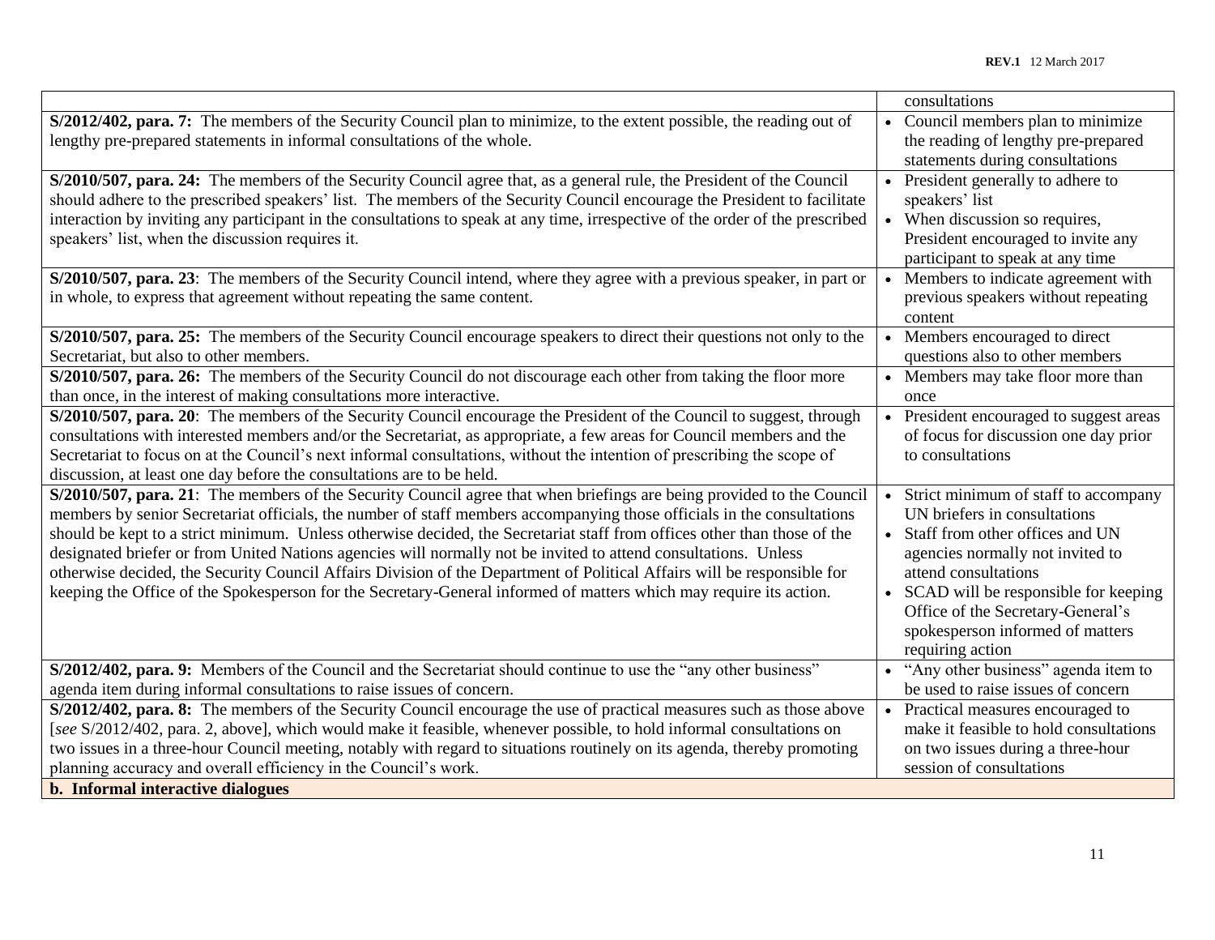| | |
|---|---|
| | consultations |
| **S/2012/402, para. 7:** The members of the Security Council plan to minimize, to the extent possible, the reading out of lengthy pre-prepared statements in informal consultations of the whole. | • Council members plan to minimize the reading of lengthy pre-prepared statements during consultations |
| **S/2010/507, para. 24:** The members of the Security Council agree that, as a general rule, the President of the Council should adhere to the prescribed speakers' list. The members of the Security Council encourage the President to facilitate interaction by inviting any participant in the consultations to speak at any time, irrespective of the order of the prescribed speakers' list, when the discussion requires it. | • President generally to adhere to speakers' list<br>• When discussion so requires, President encouraged to invite any participant to speak at any time |
| **S/2010/507, para. 23**: The members of the Security Council intend, where they agree with a previous speaker, in part or in whole, to express that agreement without repeating the same content. | • Members to indicate agreement with previous speakers without repeating content |
| **S/2010/507, para. 25:** The members of the Security Council encourage speakers to direct their questions not only to the Secretariat, but also to other members. | • Members encouraged to direct questions also to other members |
| **S/2010/507, para. 26:** The members of the Security Council do not discourage each other from taking the floor more than once, in the interest of making consultations more interactive. | • Members may take floor more than once |
| **S/2010/507, para. 20**: The members of the Security Council encourage the President of the Council to suggest, through consultations with interested members and/or the Secretariat, as appropriate, a few areas for Council members and the Secretariat to focus on at the Council's next informal consultations, without the intention of prescribing the scope of discussion, at least one day before the consultations are to be held. | • President encouraged to suggest areas of focus for discussion one day prior to consultations |
| **S/2010/507, para. 21**: The members of the Security Council agree that when briefings are being provided to the Council members by senior Secretariat officials, the number of staff members accompanying those officials in the consultations should be kept to a strict minimum. Unless otherwise decided, the Secretariat staff from offices other than those of the designated briefer or from United Nations agencies will normally not be invited to attend consultations. Unless otherwise decided, the Security Council Affairs Division of the Department of Political Affairs will be responsible for keeping the Office of the Spokesperson for the Secretary-General informed of matters which may require its action. | • Strict minimum of staff to accompany UN briefers in consultations<br>• Staff from other offices and UN agencies normally not invited to attend consultations<br>• SCAD will be responsible for keeping Office of the Secretary-General's spokesperson informed of matters requiring action |
| **S/2012/402, para. 9:** Members of the Council and the Secretariat should continue to use the "any other business" agenda item during informal consultations to raise issues of concern. | • "Any other business" agenda item to be used to raise issues of concern |
| **S/2012/402, para. 8:** The members of the Security Council encourage the use of practical measures such as those above [*see* S/2012/402, para. 2, above], which would make it feasible, whenever possible, to hold informal consultations on two issues in a three-hour Council meeting, notably with regard to situations routinely on its agenda, thereby promoting planning accuracy and overall efficiency in the Council's work. | • Practical measures encouraged to make it feasible to hold consultations on two issues during a three-hour session of consultations |
| **b. Informal interactive dialogues** | |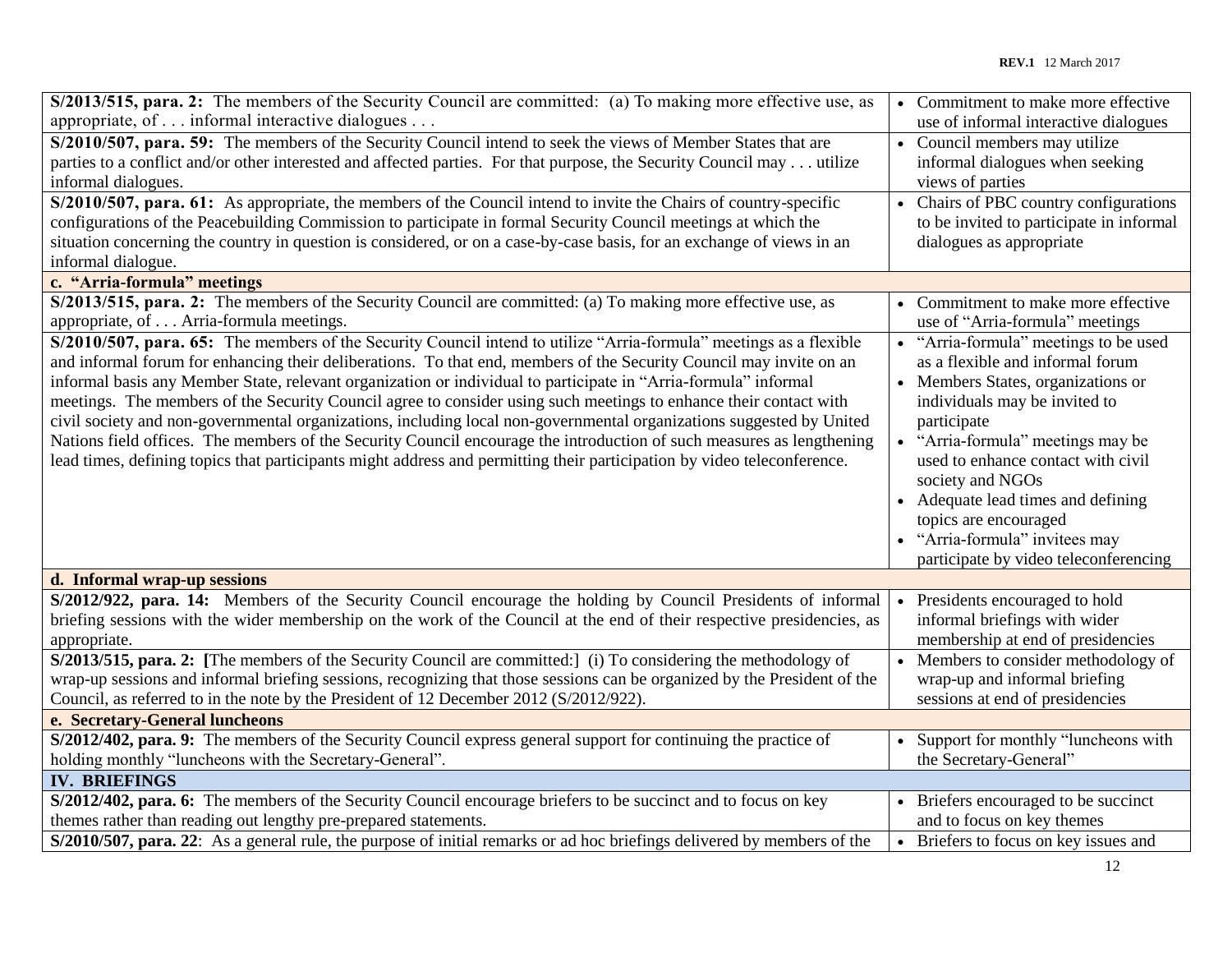| | |
|---|---|
| **S/2013/515, para. 2:** The members of the Security Council are committed: (a) To making more effective use, as appropriate, of . . . informal interactive dialogues . . . | • Commitment to make more effective use of informal interactive dialogues |
| **S/2010/507, para. 59:** The members of the Security Council intend to seek the views of Member States that are parties to a conflict and/or other interested and affected parties. For that purpose, the Security Council may . . . utilize informal dialogues. | • Council members may utilize informal dialogues when seeking views of parties |
| **S/2010/507, para. 61:** As appropriate, the members of the Council intend to invite the Chairs of country-specific configurations of the Peacebuilding Commission to participate in formal Security Council meetings at which the situation concerning the country in question is considered, or on a case-by-case basis, for an exchange of views in an informal dialogue. | • Chairs of PBC country configurations to be invited to participate in informal dialogues as appropriate |
| **c. "Arria-formula" meetings** | |
| **S/2013/515, para. 2:** The members of the Security Council are committed: (a) To making more effective use, as appropriate, of . . . Arria-formula meetings. | • Commitment to make more effective use of "Arria-formula" meetings |
| **S/2010/507, para. 65:** The members of the Security Council intend to utilize "Arria-formula" meetings as a flexible and informal forum for enhancing their deliberations. To that end, members of the Security Council may invite on an informal basis any Member State, relevant organization or individual to participate in "Arria-formula" informal meetings. The members of the Security Council agree to consider using such meetings to enhance their contact with civil society and non-governmental organizations, including local non-governmental organizations suggested by United Nations field offices. The members of the Security Council encourage the introduction of such measures as lengthening lead times, defining topics that participants might address and permitting their participation by video teleconference. | • "Arria-formula" meetings to be used as a flexible and informal forum<br>• Members States, organizations or individuals may be invited to participate<br>• "Arria-formula" meetings may be used to enhance contact with civil society and NGOs<br>• Adequate lead times and defining topics are encouraged<br>• "Arria-formula" invitees may participate by video teleconferencing |
| **d. Informal wrap-up sessions** | |
| **S/2012/922, para. 14:** Members of the Security Council encourage the holding by Council Presidents of informal briefing sessions with the wider membership on the work of the Council at the end of their respective presidencies, as appropriate. | • Presidents encouraged to hold informal briefings with wider membership at end of presidencies |
| **S/2013/515, para. 2: [**The members of the Security Council are committed:] (i) To considering the methodology of wrap-up sessions and informal briefing sessions, recognizing that those sessions can be organized by the President of the Council, as referred to in the note by the President of 12 December 2012 (S/2012/922). | • Members to consider methodology of wrap-up and informal briefing sessions at end of presidencies |
| **e. Secretary-General luncheons** | |
| **S/2012/402, para. 9:** The members of the Security Council express general support for continuing the practice of holding monthly "luncheons with the Secretary-General". | • Support for monthly "luncheons with the Secretary-General" |
| **IV. BRIEFINGS** | |
| **S/2012/402, para. 6:** The members of the Security Council encourage briefers to be succinct and to focus on key themes rather than reading out lengthy pre-prepared statements. | • Briefers encouraged to be succinct and to focus on key themes |
| **S/2010/507, para. 22**: As a general rule, the purpose of initial remarks or ad hoc briefings delivered by members of the | • Briefers to focus on key issues and |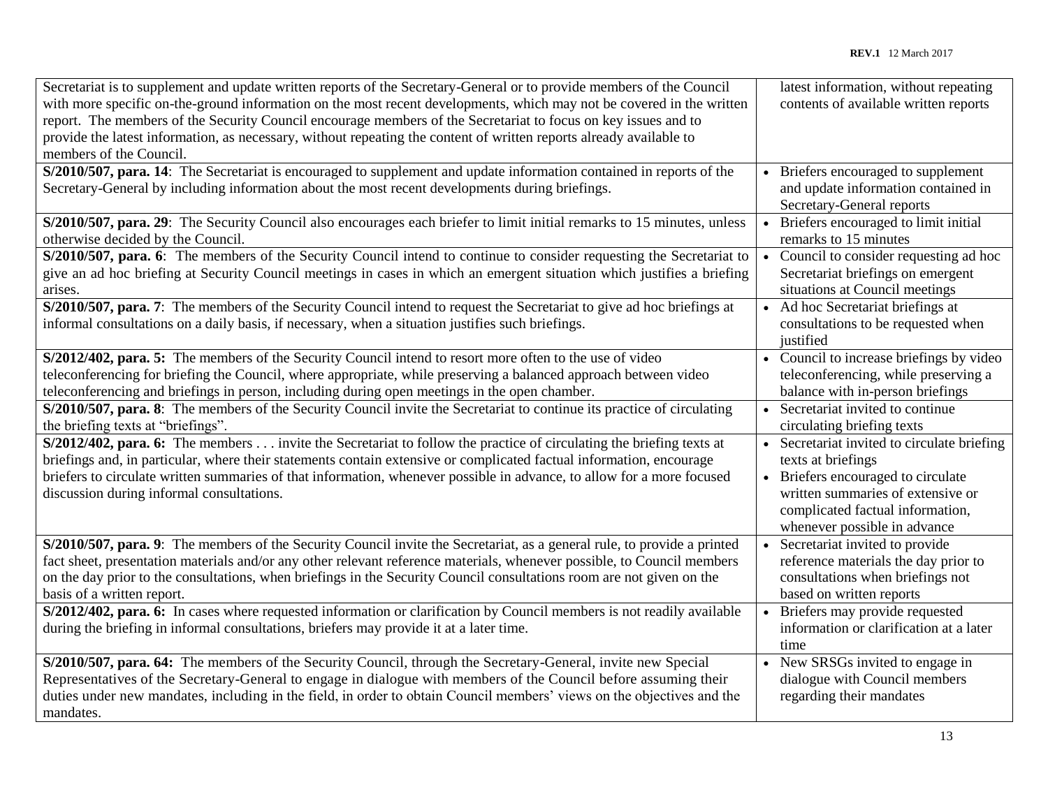| | |
|---|---|
| Secretariat is to supplement and update written reports of the Secretary-General or to provide members of the Council with more specific on-the-ground information on the most recent developments, which may not be covered in the written report. The members of the Security Council encourage members of the Secretariat to focus on key issues and to provide the latest information, as necessary, without repeating the content of written reports already available to members of the Council. | latest information, without repeating contents of available written reports |
| **S/2010/507, para. 14**: The Secretariat is encouraged to supplement and update information contained in reports of the Secretary-General by including information about the most recent developments during briefings. | • Briefers encouraged to supplement and update information contained in Secretary-General reports |
| **S/2010/507, para. 29**: The Security Council also encourages each briefer to limit initial remarks to 15 minutes, unless otherwise decided by the Council. | • Briefers encouraged to limit initial remarks to 15 minutes |
| **S/2010/507, para. 6**: The members of the Security Council intend to continue to consider requesting the Secretariat to give an ad hoc briefing at Security Council meetings in cases in which an emergent situation which justifies a briefing arises. | • Council to consider requesting ad hoc Secretariat briefings on emergent situations at Council meetings |
| **S/2010/507, para. 7**: The members of the Security Council intend to request the Secretariat to give ad hoc briefings at informal consultations on a daily basis, if necessary, when a situation justifies such briefings. | • Ad hoc Secretariat briefings at consultations to be requested when justified |
| **S/2012/402, para. 5:** The members of the Security Council intend to resort more often to the use of video teleconferencing for briefing the Council, where appropriate, while preserving a balanced approach between video teleconferencing and briefings in person, including during open meetings in the open chamber. | • Council to increase briefings by video teleconferencing, while preserving a balance with in-person briefings |
| **S/2010/507, para. 8**: The members of the Security Council invite the Secretariat to continue its practice of circulating the briefing texts at "briefings". | • Secretariat invited to continue circulating briefing texts |
| **S/2012/402, para. 6:** The members . . . invite the Secretariat to follow the practice of circulating the briefing texts at briefings and, in particular, where their statements contain extensive or complicated factual information, encourage briefers to circulate written summaries of that information, whenever possible in advance, to allow for a more focused discussion during informal consultations. | • Secretariat invited to circulate briefing texts at briefings<br>• Briefers encouraged to circulate written summaries of extensive or complicated factual information, whenever possible in advance |
| **S/2010/507, para. 9**: The members of the Security Council invite the Secretariat, as a general rule, to provide a printed fact sheet, presentation materials and/or any other relevant reference materials, whenever possible, to Council members on the day prior to the consultations, when briefings in the Security Council consultations room are not given on the basis of a written report. | • Secretariat invited to provide reference materials the day prior to consultations when briefings not based on written reports |
| **S/2012/402, para. 6:** In cases where requested information or clarification by Council members is not readily available during the briefing in informal consultations, briefers may provide it at a later time. | • Briefers may provide requested information or clarification at a later time |
| **S/2010/507, para. 64:** The members of the Security Council, through the Secretary-General, invite new Special Representatives of the Secretary-General to engage in dialogue with members of the Council before assuming their duties under new mandates, including in the field, in order to obtain Council members' views on the objectives and the mandates. | • New SRSGs invited to engage in dialogue with Council members regarding their mandates |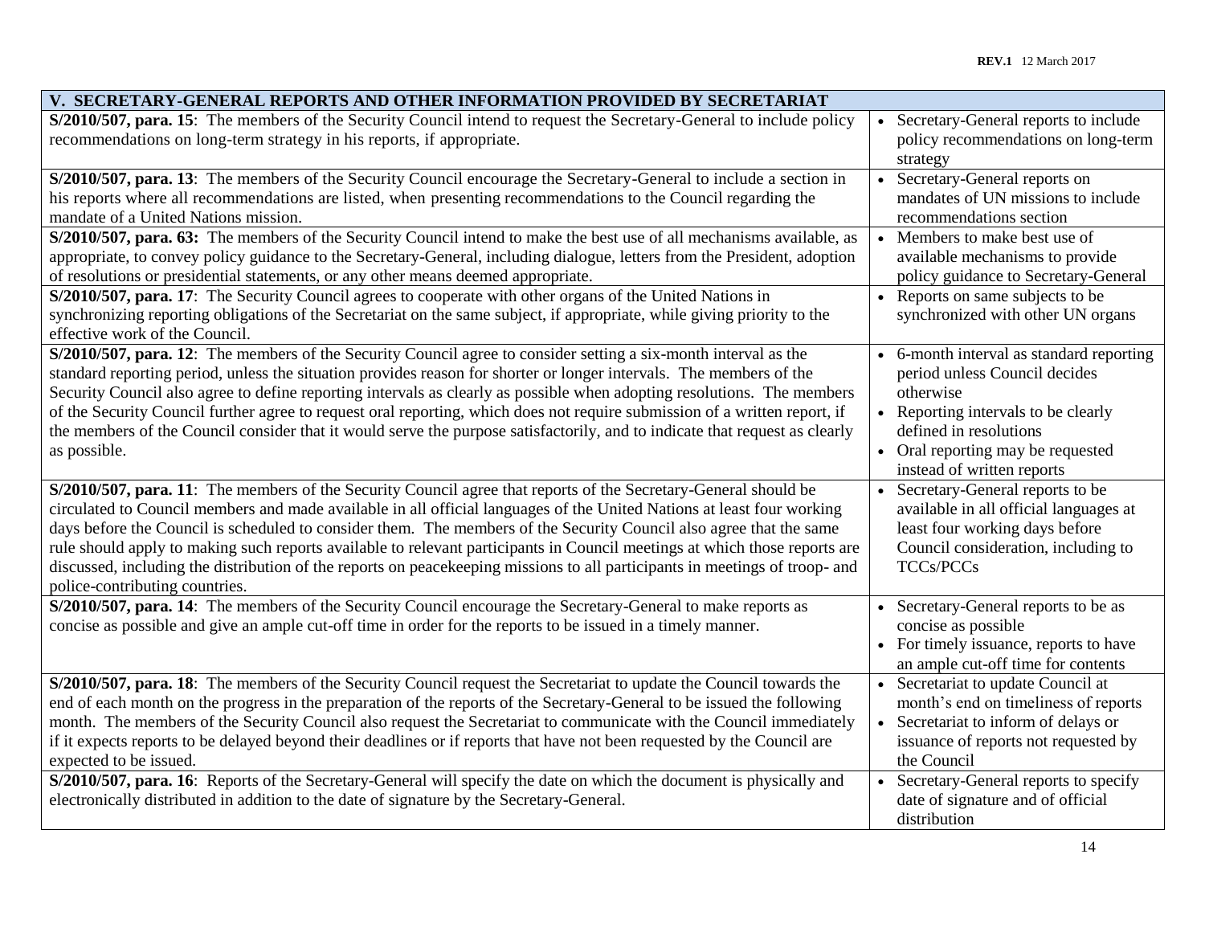| V. SECRETARY-GENERAL REPORTS AND OTHER INFORMATION PROVIDED BY SECRETARIAT | |
|---|---|
| **S/2010/507, para. 15**: The members of the Security Council intend to request the Secretary-General to include policy recommendations on long-term strategy in his reports, if appropriate. | • Secretary-General reports to include policy recommendations on long-term strategy |
| **S/2010/507, para. 13**: The members of the Security Council encourage the Secretary-General to include a section in his reports where all recommendations are listed, when presenting recommendations to the Council regarding the mandate of a United Nations mission. | • Secretary-General reports on mandates of UN missions to include recommendations section |
| **S/2010/507, para. 63:** The members of the Security Council intend to make the best use of all mechanisms available, as appropriate, to convey policy guidance to the Secretary-General, including dialogue, letters from the President, adoption of resolutions or presidential statements, or any other means deemed appropriate. | • Members to make best use of available mechanisms to provide policy guidance to Secretary-General |
| **S/2010/507, para. 17**: The Security Council agrees to cooperate with other organs of the United Nations in synchronizing reporting obligations of the Secretariat on the same subject, if appropriate, while giving priority to the effective work of the Council. | • Reports on same subjects to be synchronized with other UN organs |
| **S/2010/507, para. 12**: The members of the Security Council agree to consider setting a six-month interval as the standard reporting period, unless the situation provides reason for shorter or longer intervals. The members of the Security Council also agree to define reporting intervals as clearly as possible when adopting resolutions. The members of the Security Council further agree to request oral reporting, which does not require submission of a written report, if the members of the Council consider that it would serve the purpose satisfactorily, and to indicate that request as clearly as possible. | • 6-month interval as standard reporting period unless Council decides otherwise<br>• Reporting intervals to be clearly defined in resolutions<br>• Oral reporting may be requested instead of written reports |
| **S/2010/507, para. 11**: The members of the Security Council agree that reports of the Secretary-General should be circulated to Council members and made available in all official languages of the United Nations at least four working days before the Council is scheduled to consider them. The members of the Security Council also agree that the same rule should apply to making such reports available to relevant participants in Council meetings at which those reports are discussed, including the distribution of the reports on peacekeeping missions to all participants in meetings of troop- and police-contributing countries. | • Secretary-General reports to be available in all official languages at least four working days before Council consideration, including to TCCs/PCCs |
| **S/2010/507, para. 14**: The members of the Security Council encourage the Secretary-General to make reports as concise as possible and give an ample cut-off time in order for the reports to be issued in a timely manner. | • Secretary-General reports to be as concise as possible<br>• For timely issuance, reports to have an ample cut-off time for contents |
| **S/2010/507, para. 18**: The members of the Security Council request the Secretariat to update the Council towards the end of each month on the progress in the preparation of the reports of the Secretary-General to be issued the following month. The members of the Security Council also request the Secretariat to communicate with the Council immediately if it expects reports to be delayed beyond their deadlines or if reports that have not been requested by the Council are expected to be issued. | • Secretariat to update Council at month's end on timeliness of reports<br>• Secretariat to inform of delays or issuance of reports not requested by the Council |
| **S/2010/507, para. 16**: Reports of the Secretary-General will specify the date on which the document is physically and electronically distributed in addition to the date of signature by the Secretary-General. | • Secretary-General reports to specify date of signature and of official distribution |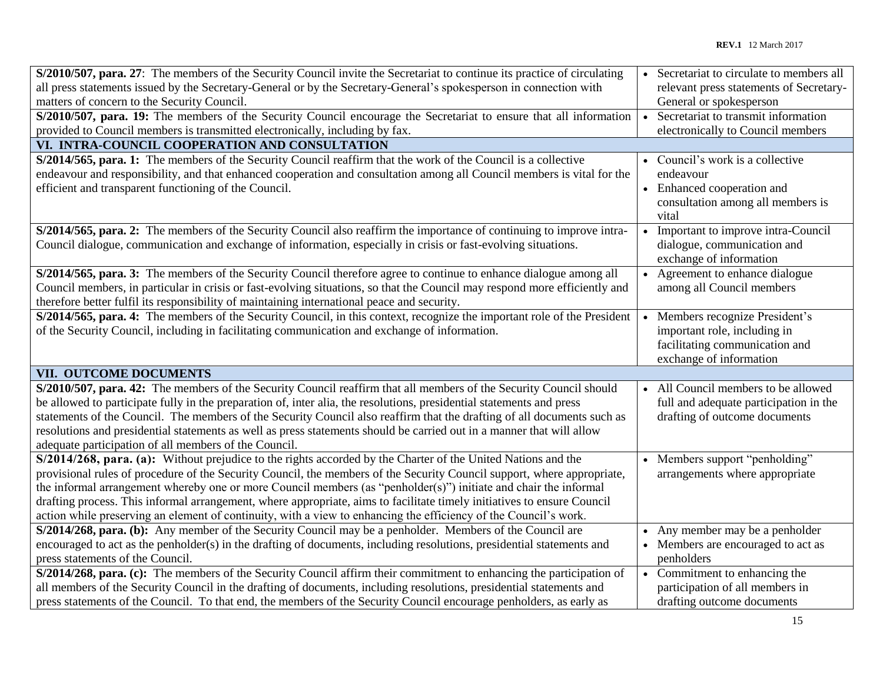| | |
|---|---|
| **S/2010/507, para. 27**: The members of the Security Council invite the Secretariat to continue its practice of circulating all press statements issued by the Secretary-General or by the Secretary-General's spokesperson in connection with matters of concern to the Security Council. | • Secretariat to circulate to members all relevant press statements of Secretary-General or spokesperson |
| **S/2010/507, para. 19:** The members of the Security Council encourage the Secretariat to ensure that all information provided to Council members is transmitted electronically, including by fax. | • Secretariat to transmit information electronically to Council members |
| **VI. INTRA-COUNCIL COOPERATION AND CONSULTATION** | |
| **S/2014/565, para. 1:** The members of the Security Council reaffirm that the work of the Council is a collective endeavour and responsibility, and that enhanced cooperation and consultation among all Council members is vital for the efficient and transparent functioning of the Council. | • Council's work is a collective endeavour<br>• Enhanced cooperation and consultation among all members is vital |
| **S/2014/565, para. 2:** The members of the Security Council also reaffirm the importance of continuing to improve intra-Council dialogue, communication and exchange of information, especially in crisis or fast-evolving situations. | • Important to improve intra-Council dialogue, communication and exchange of information |
| **S/2014/565, para. 3:** The members of the Security Council therefore agree to continue to enhance dialogue among all Council members, in particular in crisis or fast-evolving situations, so that the Council may respond more efficiently and therefore better fulfil its responsibility of maintaining international peace and security. | • Agreement to enhance dialogue among all Council members |
| **S/2014/565, para. 4:** The members of the Security Council, in this context, recognize the important role of the President of the Security Council, including in facilitating communication and exchange of information. | • Members recognize President's important role, including in facilitating communication and exchange of information |
| **VII. OUTCOME DOCUMENTS** | |
| **S/2010/507, para. 42:** The members of the Security Council reaffirm that all members of the Security Council should be allowed to participate fully in the preparation of, inter alia, the resolutions, presidential statements and press statements of the Council. The members of the Security Council also reaffirm that the drafting of all documents such as resolutions and presidential statements as well as press statements should be carried out in a manner that will allow adequate participation of all members of the Council. | • All Council members to be allowed full and adequate participation in the drafting of outcome documents |
| **S/2014/268, para. (a):** Without prejudice to the rights accorded by the Charter of the United Nations and the provisional rules of procedure of the Security Council, the members of the Security Council support, where appropriate, the informal arrangement whereby one or more Council members (as "penholder(s)") initiate and chair the informal drafting process. This informal arrangement, where appropriate, aims to facilitate timely initiatives to ensure Council action while preserving an element of continuity, with a view to enhancing the efficiency of the Council's work. | • Members support "penholding" arrangements where appropriate |
| **S/2014/268, para. (b):** Any member of the Security Council may be a penholder. Members of the Council are encouraged to act as the penholder(s) in the drafting of documents, including resolutions, presidential statements and press statements of the Council. | • Any member may be a penholder<br>• Members are encouraged to act as penholders |
| **S/2014/268, para. (c):** The members of the Security Council affirm their commitment to enhancing the participation of all members of the Security Council in the drafting of documents, including resolutions, presidential statements and press statements of the Council. To that end, the members of the Security Council encourage penholders, as early as | • Commitment to enhancing the participation of all members in drafting outcome documents |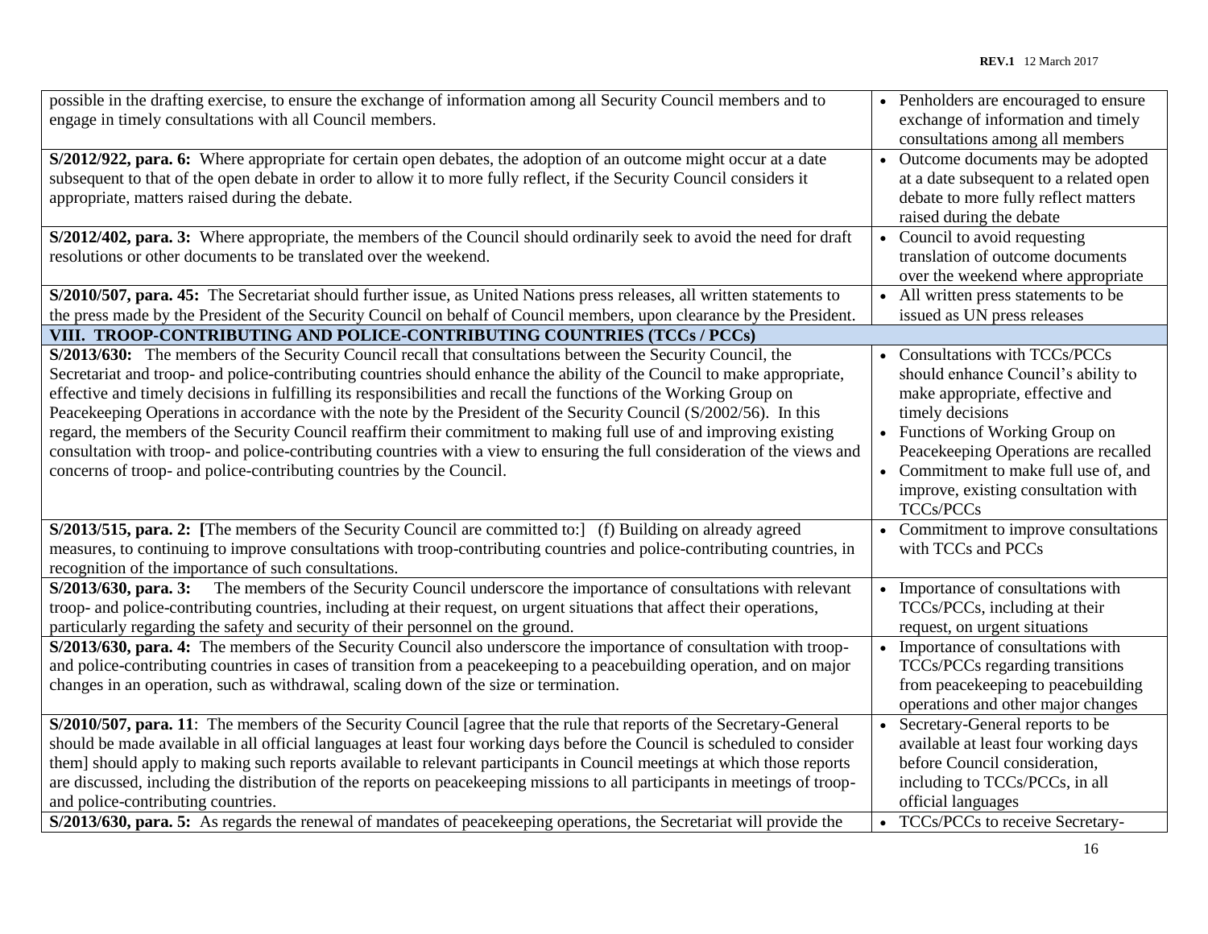| | |
|---|---|
| possible in the drafting exercise, to ensure the exchange of information among all Security Council members and to engage in timely consultations with all Council members. | • Penholders are encouraged to ensure exchange of information and timely consultations among all members |
| **S/2012/922, para. 6:** Where appropriate for certain open debates, the adoption of an outcome might occur at a date subsequent to that of the open debate in order to allow it to more fully reflect, if the Security Council considers it appropriate, matters raised during the debate. | • Outcome documents may be adopted at a date subsequent to a related open debate to more fully reflect matters raised during the debate |
| **S/2012/402, para. 3:** Where appropriate, the members of the Council should ordinarily seek to avoid the need for draft resolutions or other documents to be translated over the weekend. | • Council to avoid requesting translation of outcome documents over the weekend where appropriate |
| **S/2010/507, para. 45:** The Secretariat should further issue, as United Nations press releases, all written statements to the press made by the President of the Security Council on behalf of Council members, upon clearance by the President. | • All written press statements to be issued as UN press releases |
| **VIII. TROOP-CONTRIBUTING AND POLICE-CONTRIBUTING COUNTRIES (TCCs / PCCs)** | |
| **S/2013/630:** The members of the Security Council recall that consultations between the Security Council, the Secretariat and troop- and police-contributing countries should enhance the ability of the Council to make appropriate, effective and timely decisions in fulfilling its responsibilities and recall the functions of the Working Group on Peacekeeping Operations in accordance with the note by the President of the Security Council (S/2002/56). In this regard, the members of the Security Council reaffirm their commitment to making full use of and improving existing consultation with troop- and police-contributing countries with a view to ensuring the full consideration of the views and concerns of troop- and police-contributing countries by the Council. | • Consultations with TCCs/PCCs should enhance Council's ability to make appropriate, effective and timely decisions<br>• Functions of Working Group on Peacekeeping Operations are recalled<br>• Commitment to make full use of, and improve, existing consultation with TCCs/PCCs |
| **S/2013/515, para. 2: [**The members of the Security Council are committed to:] (f) Building on already agreed measures, to continuing to improve consultations with troop-contributing countries and police-contributing countries, in recognition of the importance of such consultations. | • Commitment to improve consultations with TCCs and PCCs |
| **S/2013/630, para. 3:** The members of the Security Council underscore the importance of consultations with relevant troop- and police-contributing countries, including at their request, on urgent situations that affect their operations, particularly regarding the safety and security of their personnel on the ground. | • Importance of consultations with TCCs/PCCs, including at their request, on urgent situations |
| **S/2013/630, para. 4:** The members of the Security Council also underscore the importance of consultation with troop- and police-contributing countries in cases of transition from a peacekeeping to a peacebuilding operation, and on major changes in an operation, such as withdrawal, scaling down of the size or termination. | • Importance of consultations with TCCs/PCCs regarding transitions from peacekeeping to peacebuilding operations and other major changes |
| **S/2010/507, para. 11**: The members of the Security Council [agree that the rule that reports of the Secretary-General should be made available in all official languages at least four working days before the Council is scheduled to consider them] should apply to making such reports available to relevant participants in Council meetings at which those reports are discussed, including the distribution of the reports on peacekeeping missions to all participants in meetings of troop- and police-contributing countries. | • Secretary-General reports to be available at least four working days before Council consideration, including to TCCs/PCCs, in all official languages |
| **S/2013/630, para. 5:** As regards the renewal of mandates of peacekeeping operations, the Secretariat will provide the | • TCCs/PCCs to receive Secretary- |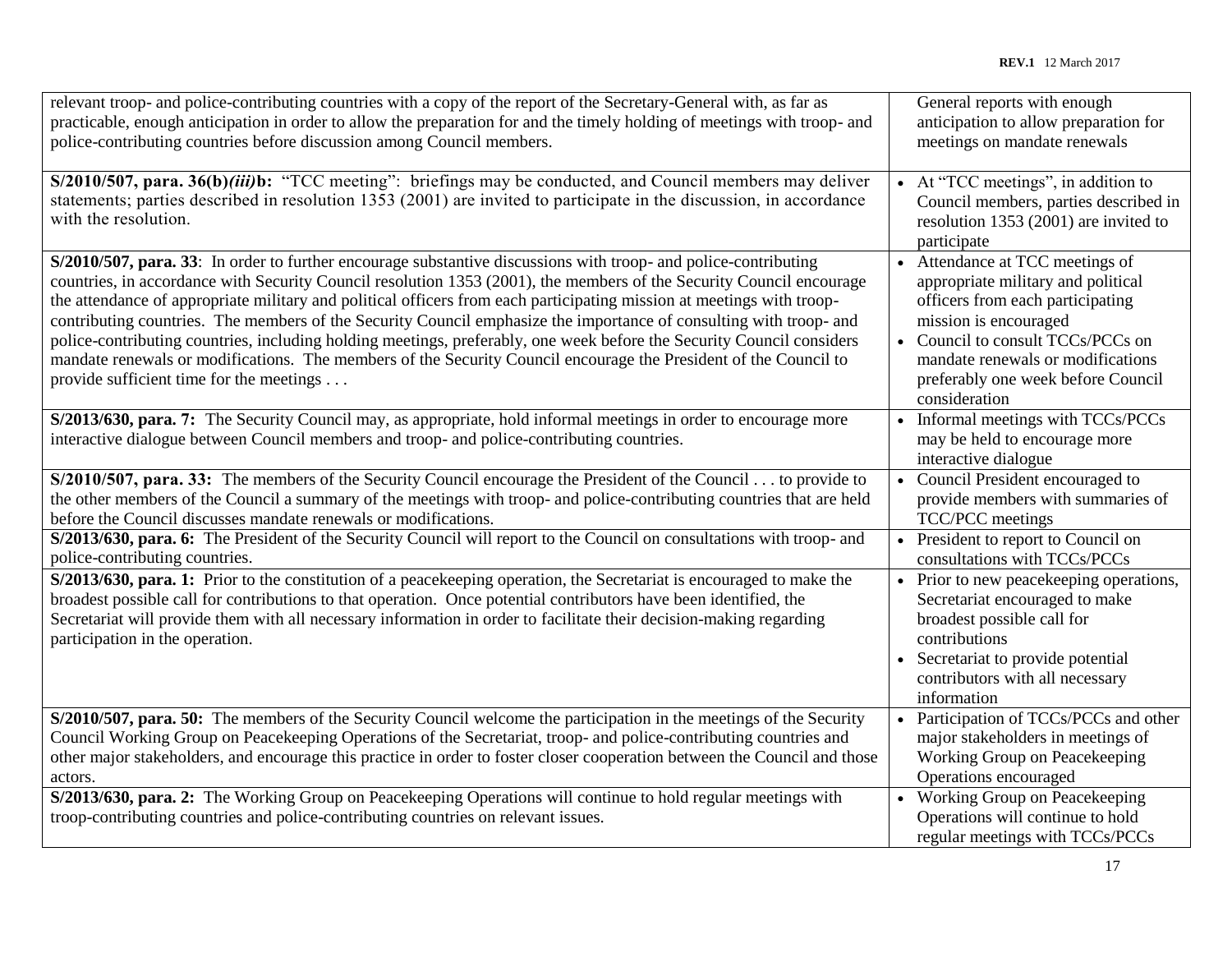| | |
|---|---|
| relevant troop- and police-contributing countries with a copy of the report of the Secretary-General with, as far as practicable, enough anticipation in order to allow the preparation for and the timely holding of meetings with troop- and police-contributing countries before discussion among Council members. | General reports with enough anticipation to allow preparation for meetings on mandate renewals |
| **S/2010/507, para. 36(b)*(iii)*b:** "TCC meeting": briefings may be conducted, and Council members may deliver statements; parties described in resolution 1353 (2001) are invited to participate in the discussion, in accordance with the resolution. | • At "TCC meetings", in addition to Council members, parties described in resolution 1353 (2001) are invited to participate |
| **S/2010/507, para. 33**: In order to further encourage substantive discussions with troop- and police-contributing countries, in accordance with Security Council resolution 1353 (2001), the members of the Security Council encourage the attendance of appropriate military and political officers from each participating mission at meetings with troop-contributing countries. The members of the Security Council emphasize the importance of consulting with troop- and police-contributing countries, including holding meetings, preferably, one week before the Security Council considers mandate renewals or modifications. The members of the Security Council encourage the President of the Council to provide sufficient time for the meetings . . . | • Attendance at TCC meetings of appropriate military and political officers from each participating mission is encouraged<br>• Council to consult TCCs/PCCs on mandate renewals or modifications preferably one week before Council consideration |
| **S/2013/630, para. 7:** The Security Council may, as appropriate, hold informal meetings in order to encourage more interactive dialogue between Council members and troop- and police-contributing countries. | • Informal meetings with TCCs/PCCs may be held to encourage more interactive dialogue |
| **S/2010/507, para. 33:** The members of the Security Council encourage the President of the Council . . . to provide to the other members of the Council a summary of the meetings with troop- and police-contributing countries that are held before the Council discusses mandate renewals or modifications. | • Council President encouraged to provide members with summaries of TCC/PCC meetings |
| **S/2013/630, para. 6:** The President of the Security Council will report to the Council on consultations with troop- and police-contributing countries. | • President to report to Council on consultations with TCCs/PCCs |
| **S/2013/630, para. 1:** Prior to the constitution of a peacekeeping operation, the Secretariat is encouraged to make the broadest possible call for contributions to that operation. Once potential contributors have been identified, the Secretariat will provide them with all necessary information in order to facilitate their decision-making regarding participation in the operation. | • Prior to new peacekeeping operations, Secretariat encouraged to make broadest possible call for contributions<br>• Secretariat to provide potential contributors with all necessary information |
| **S/2010/507, para. 50:** The members of the Security Council welcome the participation in the meetings of the Security Council Working Group on Peacekeeping Operations of the Secretariat, troop- and police-contributing countries and other major stakeholders, and encourage this practice in order to foster closer cooperation between the Council and those actors. | • Participation of TCCs/PCCs and other major stakeholders in meetings of Working Group on Peacekeeping Operations encouraged |
| **S/2013/630, para. 2:** The Working Group on Peacekeeping Operations will continue to hold regular meetings with troop-contributing countries and police-contributing countries on relevant issues. | • Working Group on Peacekeeping Operations will continue to hold regular meetings with TCCs/PCCs |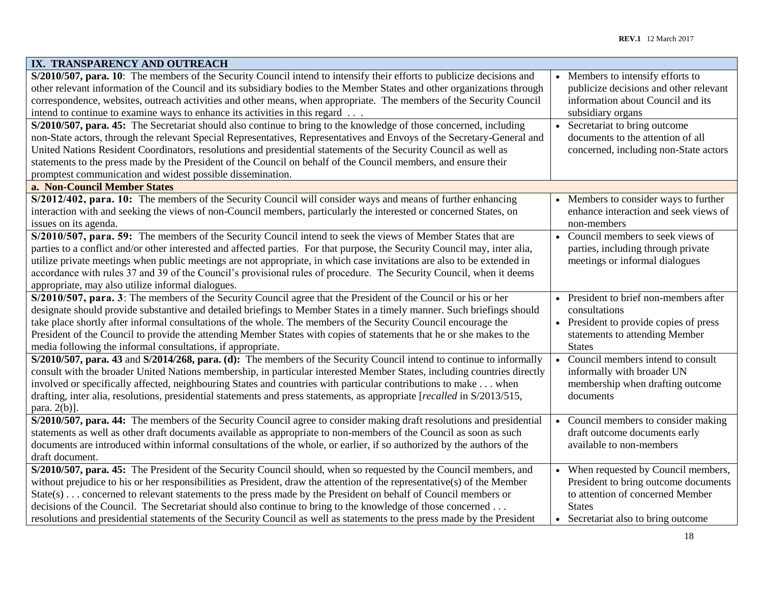| IX. TRANSPARENCY AND OUTREACH | |
|---|---|
| **S/2010/507, para. 10**: The members of the Security Council intend to intensify their efforts to publicize decisions and other relevant information of the Council and its subsidiary bodies to the Member States and other organizations through correspondence, websites, outreach activities and other means, when appropriate. The members of the Security Council intend to continue to examine ways to enhance its activities in this regard . . . | • Members to intensify efforts to publicize decisions and other relevant information about Council and its subsidiary organs |
| **S/2010/507, para. 45:** The Secretariat should also continue to bring to the knowledge of those concerned, including non-State actors, through the relevant Special Representatives, Representatives and Envoys of the Secretary-General and United Nations Resident Coordinators, resolutions and presidential statements of the Security Council as well as statements to the press made by the President of the Council on behalf of the Council members, and ensure their promptest communication and widest possible dissemination. | • Secretariat to bring outcome documents to the attention of all concerned, including non-State actors |
| **a. Non-Council Member States** | |
| **S/2012/402, para. 10:** The members of the Security Council will consider ways and means of further enhancing interaction with and seeking the views of non-Council members, particularly the interested or concerned States, on issues on its agenda. | • Members to consider ways to further enhance interaction and seek views of non-members |
| **S/2010/507, para. 59:** The members of the Security Council intend to seek the views of Member States that are parties to a conflict and/or other interested and affected parties. For that purpose, the Security Council may, inter alia, utilize private meetings when public meetings are not appropriate, in which case invitations are also to be extended in accordance with rules 37 and 39 of the Council's provisional rules of procedure. The Security Council, when it deems appropriate, may also utilize informal dialogues. | • Council members to seek views of parties, including through private meetings or informal dialogues |
| **S/2010/507, para. 3**: The members of the Security Council agree that the President of the Council or his or her designate should provide substantive and detailed briefings to Member States in a timely manner. Such briefings should take place shortly after informal consultations of the whole. The members of the Security Council encourage the President of the Council to provide the attending Member States with copies of statements that he or she makes to the media following the informal consultations, if appropriate. | • President to brief non-members after consultations<br>• President to provide copies of press statements to attending Member States |
| **S/2010/507, para. 43** and **S/2014/268, para. (d):** The members of the Security Council intend to continue to informally consult with the broader United Nations membership, in particular interested Member States, including countries directly involved or specifically affected, neighbouring States and countries with particular contributions to make . . . when drafting, inter alia, resolutions, presidential statements and press statements, as appropriate [*recalled* in S/2013/515, para. 2(b)]. | • Council members intend to consult informally with broader UN membership when drafting outcome documents |
| **S/2010/507, para. 44:** The members of the Security Council agree to consider making draft resolutions and presidential statements as well as other draft documents available as appropriate to non-members of the Council as soon as such documents are introduced within informal consultations of the whole, or earlier, if so authorized by the authors of the draft document. | • Council members to consider making draft outcome documents early available to non-members |
| **S/2010/507, para. 45:** The President of the Security Council should, when so requested by the Council members, and without prejudice to his or her responsibilities as President, draw the attention of the representative(s) of the Member State(s) . . . concerned to relevant statements to the press made by the President on behalf of Council members or decisions of the Council. The Secretariat should also continue to bring to the knowledge of those concerned . . . resolutions and presidential statements of the Security Council as well as statements to the press made by the President | • When requested by Council members, President to bring outcome documents to attention of concerned Member States<br>• Secretariat also to bring outcome |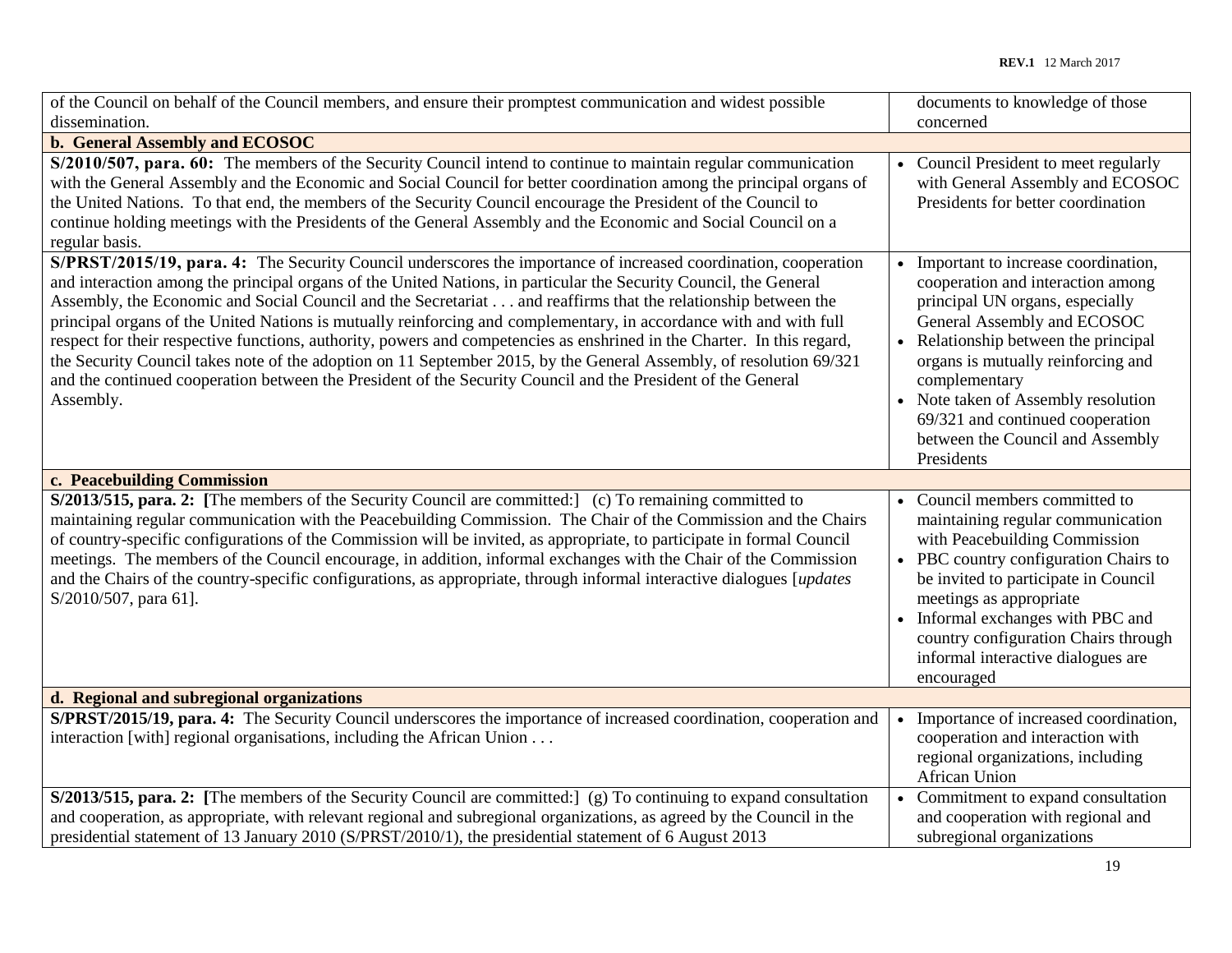| | |
|---|---|
| of the Council on behalf of the Council members, and ensure their promptest communication and widest possible dissemination. | documents to knowledge of those concerned |
| **b. General Assembly and ECOSOC** | |
| **S/2010/507, para. 60:** The members of the Security Council intend to continue to maintain regular communication with the General Assembly and the Economic and Social Council for better coordination among the principal organs of the United Nations. To that end, the members of the Security Council encourage the President of the Council to continue holding meetings with the Presidents of the General Assembly and the Economic and Social Council on a regular basis. | • Council President to meet regularly with General Assembly and ECOSOC Presidents for better coordination |
| **S/PRST/2015/19, para. 4:** The Security Council underscores the importance of increased coordination, cooperation and interaction among the principal organs of the United Nations, in particular the Security Council, the General Assembly, the Economic and Social Council and the Secretariat . . . and reaffirms that the relationship between the principal organs of the United Nations is mutually reinforcing and complementary, in accordance with and with full respect for their respective functions, authority, powers and competencies as enshrined in the Charter. In this regard, the Security Council takes note of the adoption on 11 September 2015, by the General Assembly, of resolution 69/321 and the continued cooperation between the President of the Security Council and the President of the General Assembly. | • Important to increase coordination, cooperation and interaction among principal UN organs, especially General Assembly and ECOSOC<br>• Relationship between the principal organs is mutually reinforcing and complementary<br>• Note taken of Assembly resolution 69/321 and continued cooperation between the Council and Assembly Presidents |
| **c. Peacebuilding Commission** | |
| **S/2013/515, para. 2: [**The members of the Security Council are committed:] (c) To remaining committed to maintaining regular communication with the Peacebuilding Commission. The Chair of the Commission and the Chairs of country-specific configurations of the Commission will be invited, as appropriate, to participate in formal Council meetings. The members of the Council encourage, in addition, informal exchanges with the Chair of the Commission and the Chairs of the country-specific configurations, as appropriate, through informal interactive dialogues [*updates* S/2010/507, para 61]. | • Council members committed to maintaining regular communication with Peacebuilding Commission<br>• PBC country configuration Chairs to be invited to participate in Council meetings as appropriate<br>• Informal exchanges with PBC and country configuration Chairs through informal interactive dialogues are encouraged |
| **d. Regional and subregional organizations** | |
| **S/PRST/2015/19, para. 4:** The Security Council underscores the importance of increased coordination, cooperation and interaction [with] regional organisations, including the African Union . . . | • Importance of increased coordination, cooperation and interaction with regional organizations, including African Union |
| **S/2013/515, para. 2: [**The members of the Security Council are committed:] (g) To continuing to expand consultation and cooperation, as appropriate, with relevant regional and subregional organizations, as agreed by the Council in the presidential statement of 13 January 2010 (S/PRST/2010/1), the presidential statement of 6 August 2013 | • Commitment to expand consultation and cooperation with regional and subregional organizations |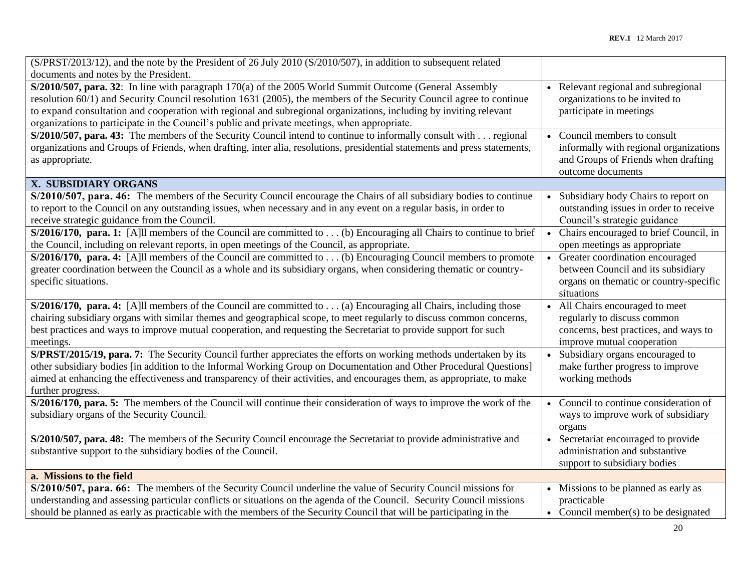| | |
|---|---|
| (S/PRST/2013/12), and the note by the President of 26 July 2010 (S/2010/507), in addition to subsequent related documents and notes by the President. | |
| **S/2010/507, para. 32**: In line with paragraph 170(a) of the 2005 World Summit Outcome (General Assembly resolution 60/1) and Security Council resolution 1631 (2005), the members of the Security Council agree to continue to expand consultation and cooperation with regional and subregional organizations, including by inviting relevant organizations to participate in the Council's public and private meetings, when appropriate. | • Relevant regional and subregional organizations to be invited to participate in meetings |
| **S/2010/507, para. 43:** The members of the Security Council intend to continue to informally consult with . . . regional organizations and Groups of Friends, when drafting, inter alia, resolutions, presidential statements and press statements, as appropriate. | • Council members to consult informally with regional organizations and Groups of Friends when drafting outcome documents |
| **X. SUBSIDIARY ORGANS** | |
| **S/2010/507, para. 46:** The members of the Security Council encourage the Chairs of all subsidiary bodies to continue to report to the Council on any outstanding issues, when necessary and in any event on a regular basis, in order to receive strategic guidance from the Council. | • Subsidiary body Chairs to report on outstanding issues in order to receive Council's strategic guidance |
| **S/2016/170, para. 1:** [A]ll members of the Council are committed to . . . (b) Encouraging all Chairs to continue to brief the Council, including on relevant reports, in open meetings of the Council, as appropriate. | • Chairs encouraged to brief Council, in open meetings as appropriate |
| **S/2016/170, para. 4:** [A]ll members of the Council are committed to . . . (b) Encouraging Council members to promote greater coordination between the Council as a whole and its subsidiary organs, when considering thematic or country-specific situations. | • Greater coordination encouraged between Council and its subsidiary organs on thematic or country-specific situations |
| **S/2016/170, para. 4:** [A]ll members of the Council are committed to . . . (a) Encouraging all Chairs, including those chairing subsidiary organs with similar themes and geographical scope, to meet regularly to discuss common concerns, best practices and ways to improve mutual cooperation, and requesting the Secretariat to provide support for such meetings. | • All Chairs encouraged to meet regularly to discuss common concerns, best practices, and ways to improve mutual cooperation |
| **S/PRST/2015/19, para. 7:** The Security Council further appreciates the efforts on working methods undertaken by its other subsidiary bodies [in addition to the Informal Working Group on Documentation and Other Procedural Questions] aimed at enhancing the effectiveness and transparency of their activities, and encourages them, as appropriate, to make further progress. | • Subsidiary organs encouraged to make further progress to improve working methods |
| **S/2016/170, para. 5:** The members of the Council will continue their consideration of ways to improve the work of the subsidiary organs of the Security Council. | • Council to continue consideration of ways to improve work of subsidiary organs |
| **S/2010/507, para. 48:** The members of the Security Council encourage the Secretariat to provide administrative and substantive support to the subsidiary bodies of the Council. | • Secretariat encouraged to provide administration and substantive support to subsidiary bodies |
| **a. Missions to the field** | |
| **S/2010/507, para. 66:** The members of the Security Council underline the value of Security Council missions for understanding and assessing particular conflicts or situations on the agenda of the Council. Security Council missions should be planned as early as practicable with the members of the Security Council that will be participating in the | • Missions to be planned as early as practicable<br>• Council member(s) to be designated |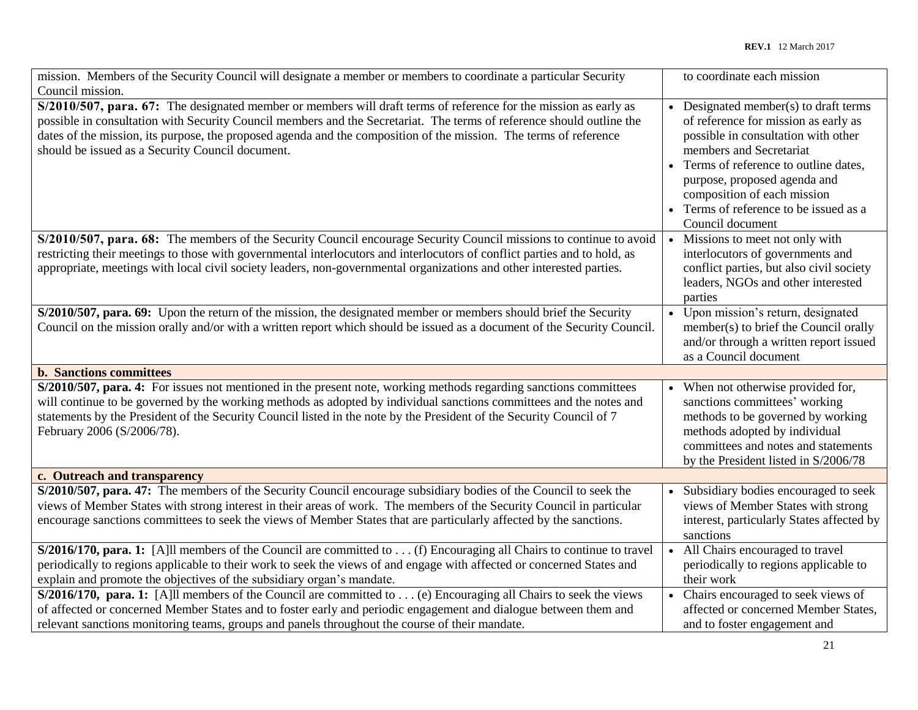| | |
|---|---|
| mission. Members of the Security Council will designate a member or members to coordinate a particular Security Council mission. | to coordinate each mission |
| **S/2010/507, para. 67:** The designated member or members will draft terms of reference for the mission as early as possible in consultation with Security Council members and the Secretariat. The terms of reference should outline the dates of the mission, its purpose, the proposed agenda and the composition of the mission. The terms of reference should be issued as a Security Council document. | • Designated member(s) to draft terms of reference for mission as early as possible in consultation with other members and Secretariat<br>• Terms of reference to outline dates, purpose, proposed agenda and composition of each mission<br>• Terms of reference to be issued as a Council document |
| **S/2010/507, para. 68:** The members of the Security Council encourage Security Council missions to continue to avoid restricting their meetings to those with governmental interlocutors and interlocutors of conflict parties and to hold, as appropriate, meetings with local civil society leaders, non-governmental organizations and other interested parties. | • Missions to meet not only with interlocutors of governments and conflict parties, but also civil society leaders, NGOs and other interested parties |
| **S/2010/507, para. 69:** Upon the return of the mission, the designated member or members should brief the Security Council on the mission orally and/or with a written report which should be issued as a document of the Security Council. | • Upon mission's return, designated member(s) to brief the Council orally and/or through a written report issued as a Council document |
| **b. Sanctions committees** | |
| **S/2010/507, para. 4:** For issues not mentioned in the present note, working methods regarding sanctions committees will continue to be governed by the working methods as adopted by individual sanctions committees and the notes and statements by the President of the Security Council listed in the note by the President of the Security Council of 7 February 2006 (S/2006/78). | • When not otherwise provided for, sanctions committees' working methods to be governed by working methods adopted by individual committees and notes and statements by the President listed in S/2006/78 |
| **c. Outreach and transparency** | |
| **S/2010/507, para. 47:** The members of the Security Council encourage subsidiary bodies of the Council to seek the views of Member States with strong interest in their areas of work. The members of the Security Council in particular encourage sanctions committees to seek the views of Member States that are particularly affected by the sanctions. | • Subsidiary bodies encouraged to seek views of Member States with strong interest, particularly States affected by sanctions |
| **S/2016/170, para. 1:** [A]ll members of the Council are committed to . . . (f) Encouraging all Chairs to continue to travel periodically to regions applicable to their work to seek the views of and engage with affected or concerned States and explain and promote the objectives of the subsidiary organ's mandate. | • All Chairs encouraged to travel periodically to regions applicable to their work |
| **S/2016/170, para. 1:** [A]ll members of the Council are committed to . . . (e) Encouraging all Chairs to seek the views of affected or concerned Member States and to foster early and periodic engagement and dialogue between them and relevant sanctions monitoring teams, groups and panels throughout the course of their mandate. | • Chairs encouraged to seek views of affected or concerned Member States, and to foster engagement and |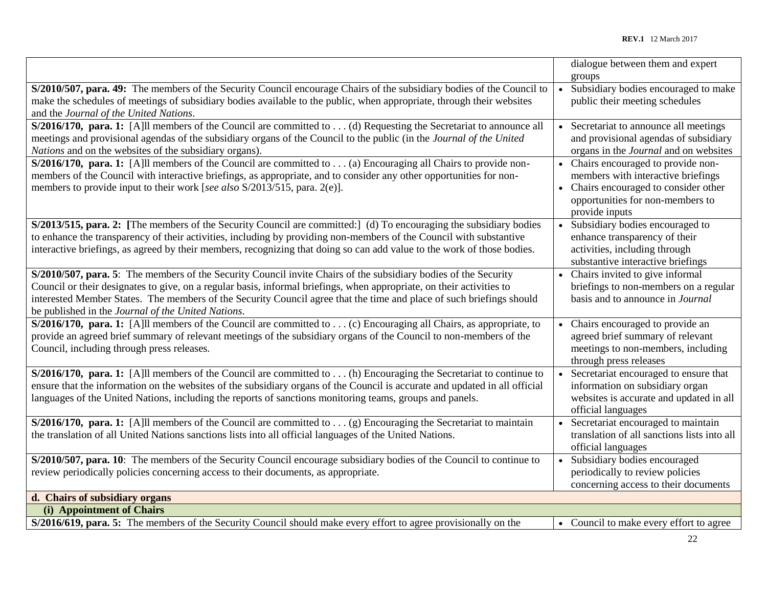| | |
|---|---|
| | dialogue between them and expert groups |
| **S/2010/507, para. 49:** The members of the Security Council encourage Chairs of the subsidiary bodies of the Council to make the schedules of meetings of subsidiary bodies available to the public, when appropriate, through their websites and the *Journal of the United Nations*. | • Subsidiary bodies encouraged to make public their meeting schedules |
| **S/2016/170, para. 1:** [A]ll members of the Council are committed to . . . (d) Requesting the Secretariat to announce all meetings and provisional agendas of the subsidiary organs of the Council to the public (in the *Journal of the United Nations* and on the websites of the subsidiary organs). | • Secretariat to announce all meetings and provisional agendas of subsidiary organs in the *Journal* and on websites |
| **S/2016/170, para. 1:** [A]ll members of the Council are committed to . . . (a) Encouraging all Chairs to provide non-members of the Council with interactive briefings, as appropriate, and to consider any other opportunities for non-members to provide input to their work [*see also* S/2013/515, para. 2(e)]. | • Chairs encouraged to provide non-members with interactive briefings<br>• Chairs encouraged to consider other opportunities for non-members to provide inputs |
| **S/2013/515, para. 2: [**The members of the Security Council are committed:] (d) To encouraging the subsidiary bodies to enhance the transparency of their activities, including by providing non-members of the Council with substantive interactive briefings, as agreed by their members, recognizing that doing so can add value to the work of those bodies. | • Subsidiary bodies encouraged to enhance transparency of their activities, including through substantive interactive briefings |
| **S/2010/507, para. 5**: The members of the Security Council invite Chairs of the subsidiary bodies of the Security Council or their designates to give, on a regular basis, informal briefings, when appropriate, on their activities to interested Member States. The members of the Security Council agree that the time and place of such briefings should be published in the *Journal of the United Nations*. | • Chairs invited to give informal briefings to non-members on a regular basis and to announce in *Journal* |
| **S/2016/170, para. 1:** [A]ll members of the Council are committed to . . . (c) Encouraging all Chairs, as appropriate, to provide an agreed brief summary of relevant meetings of the subsidiary organs of the Council to non-members of the Council, including through press releases. | • Chairs encouraged to provide an agreed brief summary of relevant meetings to non-members, including through press releases |
| **S/2016/170, para. 1:** [A]ll members of the Council are committed to . . . (h) Encouraging the Secretariat to continue to ensure that the information on the websites of the subsidiary organs of the Council is accurate and updated in all official languages of the United Nations, including the reports of sanctions monitoring teams, groups and panels. | • Secretariat encouraged to ensure that information on subsidiary organ websites is accurate and updated in all official languages |
| **S/2016/170, para. 1:** [A]ll members of the Council are committed to . . . (g) Encouraging the Secretariat to maintain the translation of all United Nations sanctions lists into all official languages of the United Nations. | • Secretariat encouraged to maintain translation of all sanctions lists into all official languages |
| **S/2010/507, para. 10**: The members of the Security Council encourage subsidiary bodies of the Council to continue to review periodically policies concerning access to their documents, as appropriate. | • Subsidiary bodies encouraged periodically to review policies concerning access to their documents |
| **d. Chairs of subsidiary organs** | |
| **(i) Appointment of Chairs** | |
| **S/2016/619, para. 5:** The members of the Security Council should make every effort to agree provisionally on the | • Council to make every effort to agree |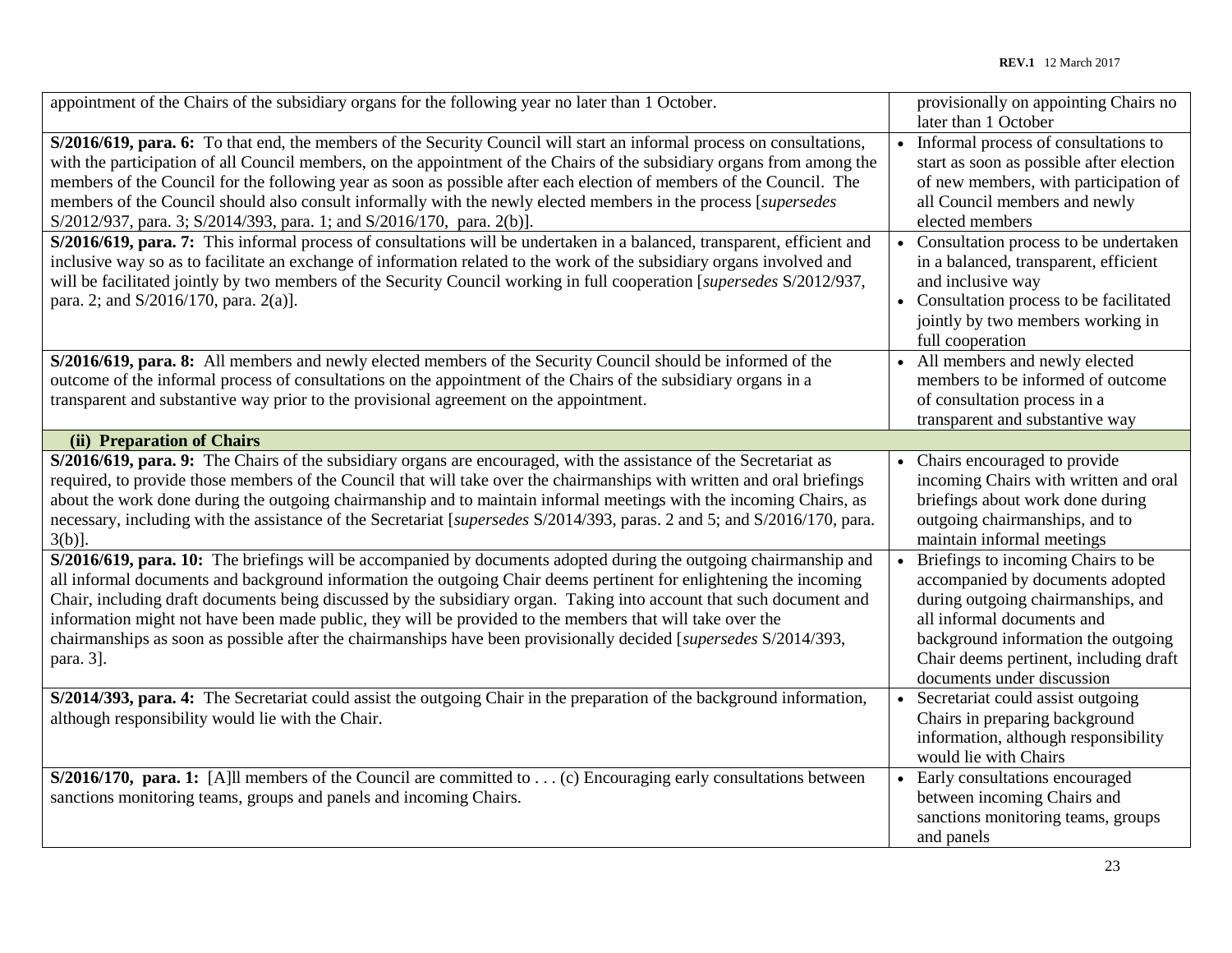| | |
|---|---|
| appointment of the Chairs of the subsidiary organs for the following year no later than 1 October. | provisionally on appointing Chairs no later than 1 October |
| **S/2016/619, para. 6:** To that end, the members of the Security Council will start an informal process on consultations, with the participation of all Council members, on the appointment of the Chairs of the subsidiary organs from among the members of the Council for the following year as soon as possible after each election of members of the Council. The members of the Council should also consult informally with the newly elected members in the process [*supersedes* S/2012/937, para. 3; S/2014/393, para. 1; and S/2016/170, para. 2(b)]. | • Informal process of consultations to start as soon as possible after election of new members, with participation of all Council members and newly elected members |
| **S/2016/619, para. 7:** This informal process of consultations will be undertaken in a balanced, transparent, efficient and inclusive way so as to facilitate an exchange of information related to the work of the subsidiary organs involved and will be facilitated jointly by two members of the Security Council working in full cooperation [*supersedes* S/2012/937, para. 2; and S/2016/170, para. 2(a)]. | • Consultation process to be undertaken in a balanced, transparent, efficient and inclusive way<br>• Consultation process to be facilitated jointly by two members working in full cooperation |
| **S/2016/619, para. 8:** All members and newly elected members of the Security Council should be informed of the outcome of the informal process of consultations on the appointment of the Chairs of the subsidiary organs in a transparent and substantive way prior to the provisional agreement on the appointment. | • All members and newly elected members to be informed of outcome of consultation process in a transparent and substantive way |
| **(ii) Preparation of Chairs** | |
| **S/2016/619, para. 9:** The Chairs of the subsidiary organs are encouraged, with the assistance of the Secretariat as required, to provide those members of the Council that will take over the chairmanships with written and oral briefings about the work done during the outgoing chairmanship and to maintain informal meetings with the incoming Chairs, as necessary, including with the assistance of the Secretariat [*supersedes* S/2014/393, paras. 2 and 5; and S/2016/170, para. 3(b)]. | • Chairs encouraged to provide incoming Chairs with written and oral briefings about work done during outgoing chairmanships, and to maintain informal meetings |
| **S/2016/619, para. 10:** The briefings will be accompanied by documents adopted during the outgoing chairmanship and all informal documents and background information the outgoing Chair deems pertinent for enlightening the incoming Chair, including draft documents being discussed by the subsidiary organ. Taking into account that such document and information might not have been made public, they will be provided to the members that will take over the chairmanships as soon as possible after the chairmanships have been provisionally decided [*supersedes* S/2014/393, para. 3]. | • Briefings to incoming Chairs to be accompanied by documents adopted during outgoing chairmanships, and all informal documents and background information the outgoing Chair deems pertinent, including draft documents under discussion |
| **S/2014/393, para. 4:** The Secretariat could assist the outgoing Chair in the preparation of the background information, although responsibility would lie with the Chair. | • Secretariat could assist outgoing Chairs in preparing background information, although responsibility would lie with Chairs |
| **S/2016/170, para. 1:** [A]ll members of the Council are committed to . . . (c) Encouraging early consultations between sanctions monitoring teams, groups and panels and incoming Chairs. | • Early consultations encouraged between incoming Chairs and sanctions monitoring teams, groups and panels |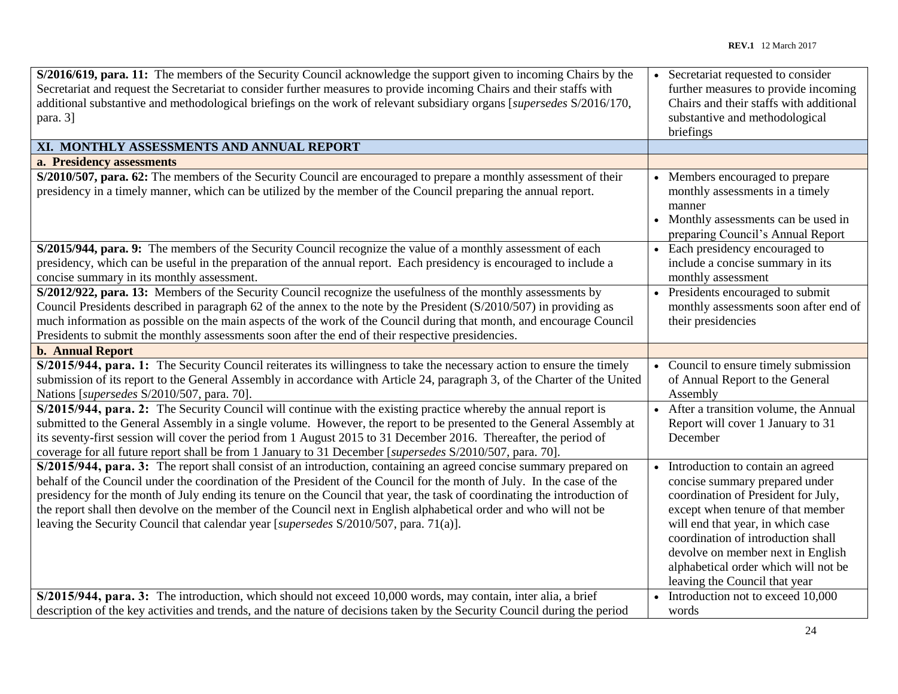| | |
|---|---|
| **S/2016/619, para. 11:** The members of the Security Council acknowledge the support given to incoming Chairs by the Secretariat and request the Secretariat to consider further measures to provide incoming Chairs and their staffs with additional substantive and methodological briefings on the work of relevant subsidiary organs [*supersedes* S/2016/170, para. 3] | • Secretariat requested to consider further measures to provide incoming Chairs and their staffs with additional substantive and methodological briefings |
| **XI. MONTHLY ASSESSMENTS AND ANNUAL REPORT** | |
| **a. Presidency assessments** | |
| **S/2010/507, para. 62:** The members of the Security Council are encouraged to prepare a monthly assessment of their presidency in a timely manner, which can be utilized by the member of the Council preparing the annual report. | • Members encouraged to prepare monthly assessments in a timely manner<br>• Monthly assessments can be used in preparing Council's Annual Report |
| **S/2015/944, para. 9:** The members of the Security Council recognize the value of a monthly assessment of each presidency, which can be useful in the preparation of the annual report. Each presidency is encouraged to include a concise summary in its monthly assessment. | • Each presidency encouraged to include a concise summary in its monthly assessment |
| **S/2012/922, para. 13:** Members of the Security Council recognize the usefulness of the monthly assessments by Council Presidents described in paragraph 62 of the annex to the note by the President (S/2010/507) in providing as much information as possible on the main aspects of the work of the Council during that month, and encourage Council Presidents to submit the monthly assessments soon after the end of their respective presidencies. | • Presidents encouraged to submit monthly assessments soon after end of their presidencies |
| **b. Annual Report** | |
| **S/2015/944, para. 1:** The Security Council reiterates its willingness to take the necessary action to ensure the timely submission of its report to the General Assembly in accordance with Article 24, paragraph 3, of the Charter of the United Nations [*supersedes* S/2010/507, para. 70]. | • Council to ensure timely submission of Annual Report to the General Assembly |
| **S/2015/944, para. 2:** The Security Council will continue with the existing practice whereby the annual report is submitted to the General Assembly in a single volume. However, the report to be presented to the General Assembly at its seventy-first session will cover the period from 1 August 2015 to 31 December 2016. Thereafter, the period of coverage for all future report shall be from 1 January to 31 December [*supersedes* S/2010/507, para. 70]. | • After a transition volume, the Annual Report will cover 1 January to 31 December |
| **S/2015/944, para. 3:** The report shall consist of an introduction, containing an agreed concise summary prepared on behalf of the Council under the coordination of the President of the Council for the month of July. In the case of the presidency for the month of July ending its tenure on the Council that year, the task of coordinating the introduction of the report shall then devolve on the member of the Council next in English alphabetical order and who will not be leaving the Security Council that calendar year [*supersedes* S/2010/507, para. 71(a)]. | • Introduction to contain an agreed concise summary prepared under coordination of President for July, except when tenure of that member will end that year, in which case coordination of introduction shall devolve on member next in English alphabetical order which will not be leaving the Council that year |
| **S/2015/944, para. 3:** The introduction, which should not exceed 10,000 words, may contain, inter alia, a brief description of the key activities and trends, and the nature of decisions taken by the Security Council during the period | • Introduction not to exceed 10,000 words |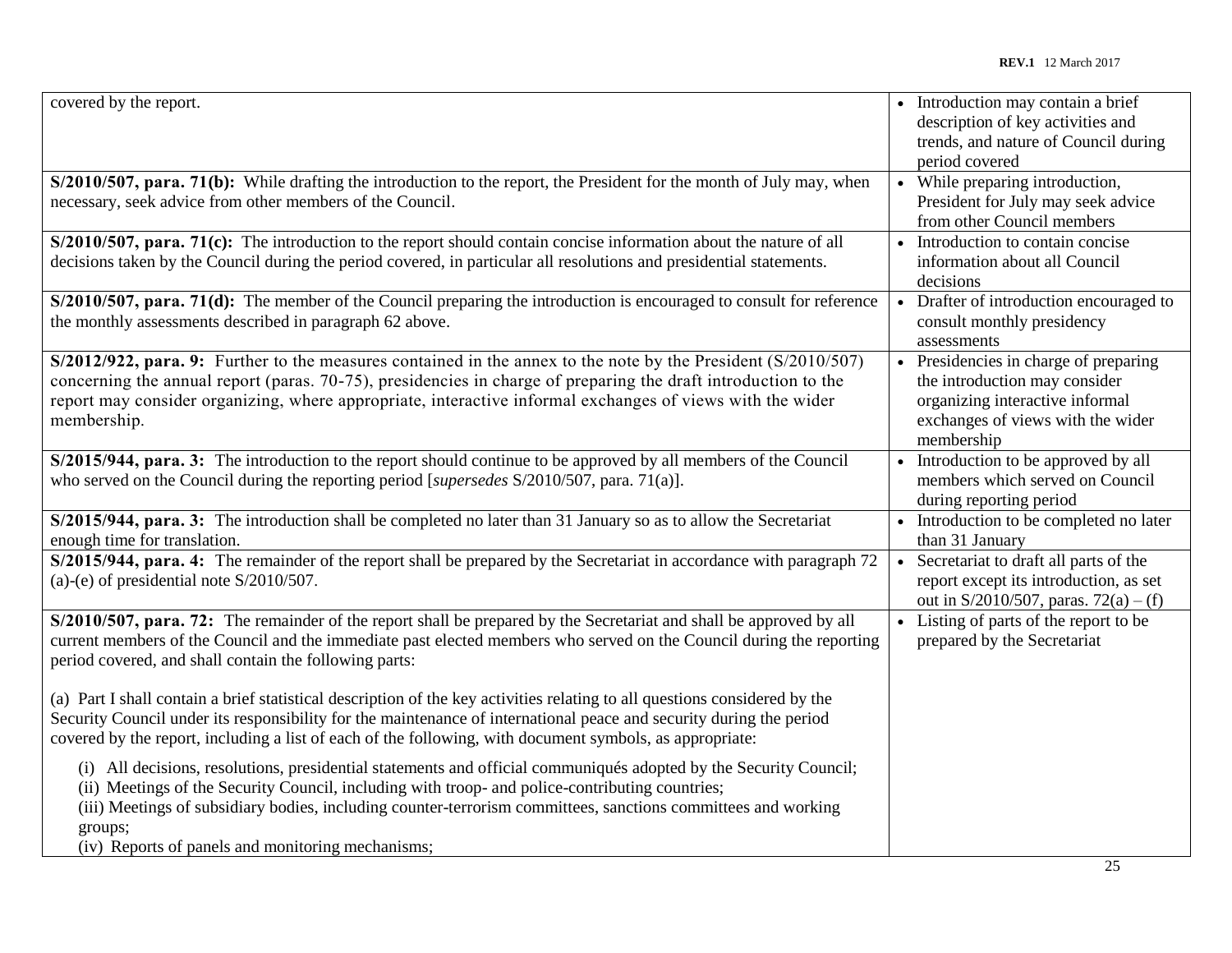| | |
|---|---|
| covered by the report. | • Introduction may contain a brief description of key activities and trends, and nature of Council during period covered |
| **S/2010/507, para. 71(b):** While drafting the introduction to the report, the President for the month of July may, when necessary, seek advice from other members of the Council. | • While preparing introduction, President for July may seek advice from other Council members |
| **S/2010/507, para. 71(c):** The introduction to the report should contain concise information about the nature of all decisions taken by the Council during the period covered, in particular all resolutions and presidential statements. | • Introduction to contain concise information about all Council decisions |
| **S/2010/507, para. 71(d):** The member of the Council preparing the introduction is encouraged to consult for reference the monthly assessments described in paragraph 62 above. | • Drafter of introduction encouraged to consult monthly presidency assessments |
| **S/2012/922, para. 9:** Further to the measures contained in the annex to the note by the President (S/2010/507) concerning the annual report (paras. 70-75), presidencies in charge of preparing the draft introduction to the report may consider organizing, where appropriate, interactive informal exchanges of views with the wider membership. | • Presidencies in charge of preparing the introduction may consider organizing interactive informal exchanges of views with the wider membership |
| **S/2015/944, para. 3:** The introduction to the report should continue to be approved by all members of the Council who served on the Council during the reporting period [*supersedes* S/2010/507, para. 71(a)]. | • Introduction to be approved by all members which served on Council during reporting period |
| **S/2015/944, para. 3:** The introduction shall be completed no later than 31 January so as to allow the Secretariat enough time for translation. | • Introduction to be completed no later than 31 January |
| **S/2015/944, para. 4:** The remainder of the report shall be prepared by the Secretariat in accordance with paragraph 72 (a)-(e) of presidential note S/2010/507. | • Secretariat to draft all parts of the report except its introduction, as set out in S/2010/507, paras. 72(a) – (f) |
| **S/2010/507, para. 72:** The remainder of the report shall be prepared by the Secretariat and shall be approved by all current members of the Council and the immediate past elected members who served on the Council during the reporting period covered, and shall contain the following parts:<br><br>(a) Part I shall contain a brief statistical description of the key activities relating to all questions considered by the Security Council under its responsibility for the maintenance of international peace and security during the period covered by the report, including a list of each of the following, with document symbols, as appropriate:<br><br>(i) All decisions, resolutions, presidential statements and official communiqués adopted by the Security Council;<br>(ii) Meetings of the Security Council, including with troop- and police-contributing countries;<br>(iii) Meetings of subsidiary bodies, including counter-terrorism committees, sanctions committees and working groups;<br>(iv) Reports of panels and monitoring mechanisms; | • Listing of parts of the report to be prepared by the Secretariat |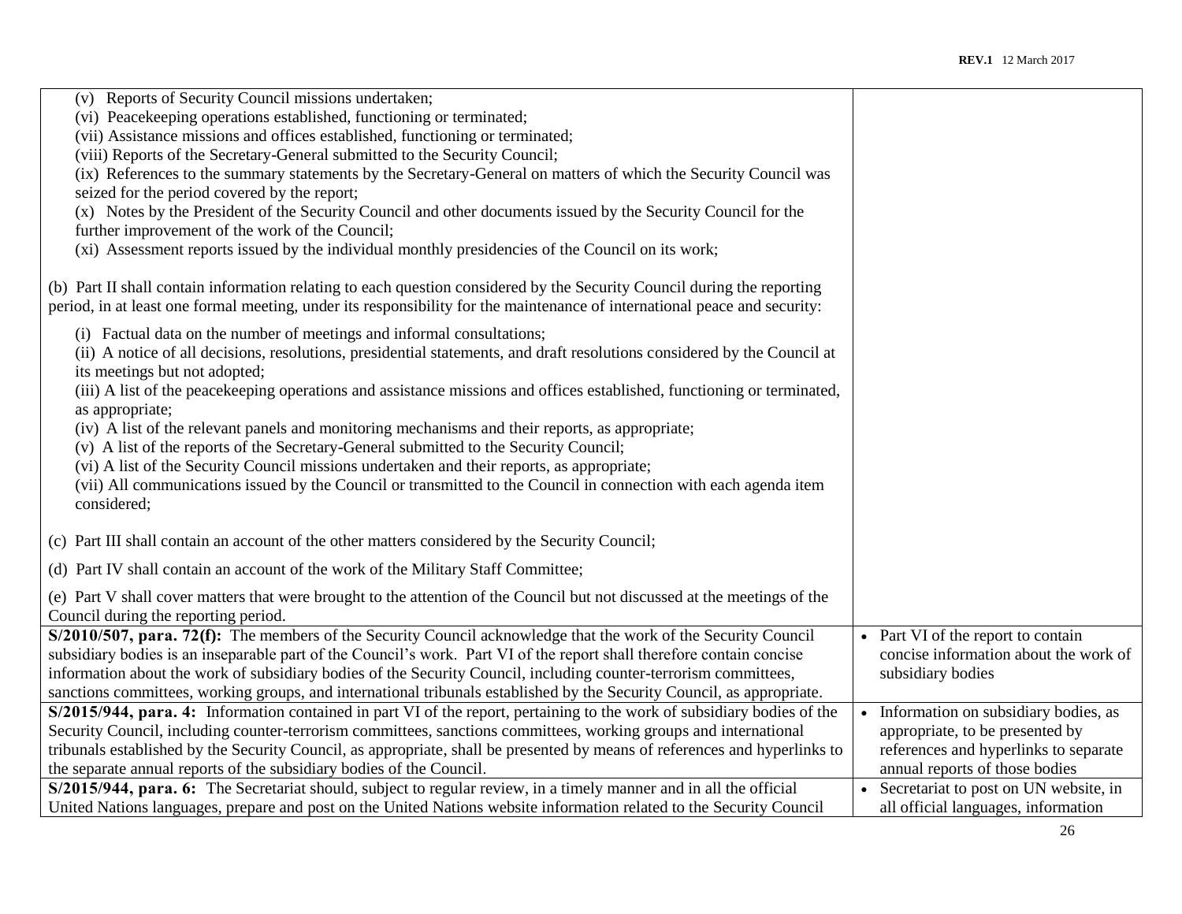| | |
|---|---|
| (v) Reports of Security Council missions undertaken;<br>(vi) Peacekeeping operations established, functioning or terminated;<br>(vii) Assistance missions and offices established, functioning or terminated;<br>(viii) Reports of the Secretary-General submitted to the Security Council;<br>(ix) References to the summary statements by the Secretary-General on matters of which the Security Council was seized for the period covered by the report;<br>(x) Notes by the President of the Security Council and other documents issued by the Security Council for the further improvement of the work of the Council;<br>(xi) Assessment reports issued by the individual monthly presidencies of the Council on its work;<br><br>(b) Part II shall contain information relating to each question considered by the Security Council during the reporting period, in at least one formal meeting, under its responsibility for the maintenance of international peace and security:<br><br>(i) Factual data on the number of meetings and informal consultations;<br>(ii) A notice of all decisions, resolutions, presidential statements, and draft resolutions considered by the Council at its meetings but not adopted;<br>(iii) A list of the peacekeeping operations and assistance missions and offices established, functioning or terminated, as appropriate;<br>(iv) A list of the relevant panels and monitoring mechanisms and their reports, as appropriate;<br>(v) A list of the reports of the Secretary-General submitted to the Security Council;<br>(vi) A list of the Security Council missions undertaken and their reports, as appropriate;<br>(vii) All communications issued by the Council or transmitted to the Council in connection with each agenda item considered;<br><br>(c) Part III shall contain an account of the other matters considered by the Security Council;<br><br>(d) Part IV shall contain an account of the work of the Military Staff Committee;<br><br>(e) Part V shall cover matters that were brought to the attention of the Council but not discussed at the meetings of the Council during the reporting period. | |
| **S/2010/507, para. 72(f):** The members of the Security Council acknowledge that the work of the Security Council subsidiary bodies is an inseparable part of the Council's work. Part VI of the report shall therefore contain concise information about the work of subsidiary bodies of the Security Council, including counter-terrorism committees, sanctions committees, working groups, and international tribunals established by the Security Council, as appropriate. | • Part VI of the report to contain concise information about the work of subsidiary bodies |
| **S/2015/944, para. 4:** Information contained in part VI of the report, pertaining to the work of subsidiary bodies of the Security Council, including counter-terrorism committees, sanctions committees, working groups and international tribunals established by the Security Council, as appropriate, shall be presented by means of references and hyperlinks to the separate annual reports of the subsidiary bodies of the Council. | • Information on subsidiary bodies, as appropriate, to be presented by references and hyperlinks to separate annual reports of those bodies |
| **S/2015/944, para. 6:** The Secretariat should, subject to regular review, in a timely manner and in all the official United Nations languages, prepare and post on the United Nations website information related to the Security Council | • Secretariat to post on UN website, in all official languages, information |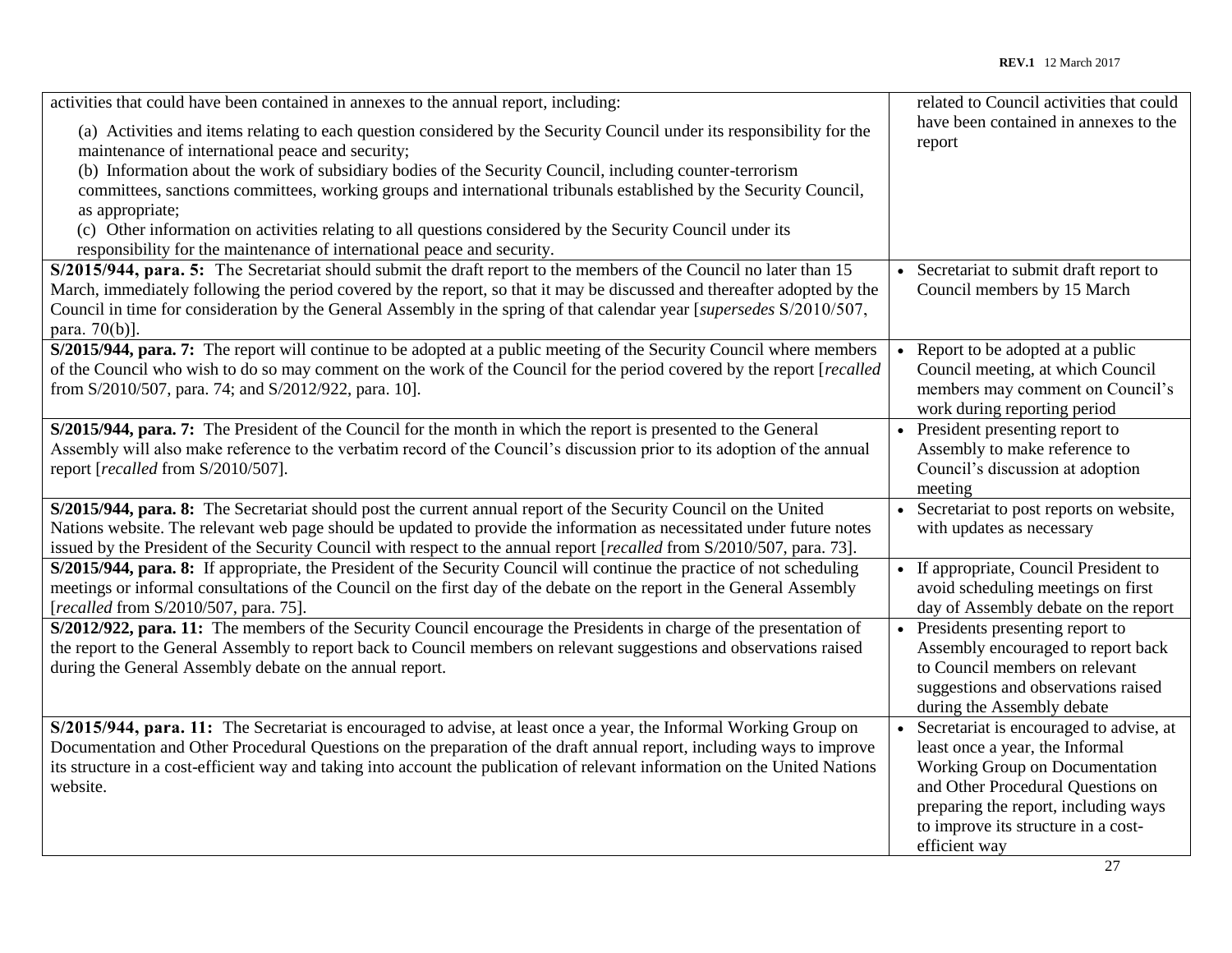| | |
|---|---|
| activities that could have been contained in annexes to the annual report, including:<br><br>(a) Activities and items relating to each question considered by the Security Council under its responsibility for the maintenance of international peace and security;<br>(b) Information about the work of subsidiary bodies of the Security Council, including counter-terrorism committees, sanctions committees, working groups and international tribunals established by the Security Council, as appropriate;<br>(c) Other information on activities relating to all questions considered by the Security Council under its responsibility for the maintenance of international peace and security. | related to Council activities that could have been contained in annexes to the report |
| **S/2015/944, para. 5:** The Secretariat should submit the draft report to the members of the Council no later than 15 March, immediately following the period covered by the report, so that it may be discussed and thereafter adopted by the Council in time for consideration by the General Assembly in the spring of that calendar year [*supersedes* S/2010/507, para. 70(b)]. | • Secretariat to submit draft report to Council members by 15 March |
| **S/2015/944, para. 7:** The report will continue to be adopted at a public meeting of the Security Council where members of the Council who wish to do so may comment on the work of the Council for the period covered by the report [*recalled* from S/2010/507, para. 74; and S/2012/922, para. 10]. | • Report to be adopted at a public Council meeting, at which Council members may comment on Council's work during reporting period |
| **S/2015/944, para. 7:** The President of the Council for the month in which the report is presented to the General Assembly will also make reference to the verbatim record of the Council's discussion prior to its adoption of the annual report [*recalled* from S/2010/507]. | • President presenting report to Assembly to make reference to Council's discussion at adoption meeting |
| **S/2015/944, para. 8:** The Secretariat should post the current annual report of the Security Council on the United Nations website. The relevant web page should be updated to provide the information as necessitated under future notes issued by the President of the Security Council with respect to the annual report [*recalled* from S/2010/507, para. 73]. | • Secretariat to post reports on website, with updates as necessary |
| **S/2015/944, para. 8:** If appropriate, the President of the Security Council will continue the practice of not scheduling meetings or informal consultations of the Council on the first day of the debate on the report in the General Assembly [*recalled* from S/2010/507, para. 75]. | • If appropriate, Council President to avoid scheduling meetings on first day of Assembly debate on the report |
| **S/2012/922, para. 11:** The members of the Security Council encourage the Presidents in charge of the presentation of the report to the General Assembly to report back to Council members on relevant suggestions and observations raised during the General Assembly debate on the annual report. | • Presidents presenting report to Assembly encouraged to report back to Council members on relevant suggestions and observations raised during the Assembly debate |
| **S/2015/944, para. 11:** The Secretariat is encouraged to advise, at least once a year, the Informal Working Group on Documentation and Other Procedural Questions on the preparation of the draft annual report, including ways to improve its structure in a cost-efficient way and taking into account the publication of relevant information on the United Nations website. | • Secretariat is encouraged to advise, at least once a year, the Informal Working Group on Documentation and Other Procedural Questions on preparing the report, including ways to improve its structure in a cost-efficient way |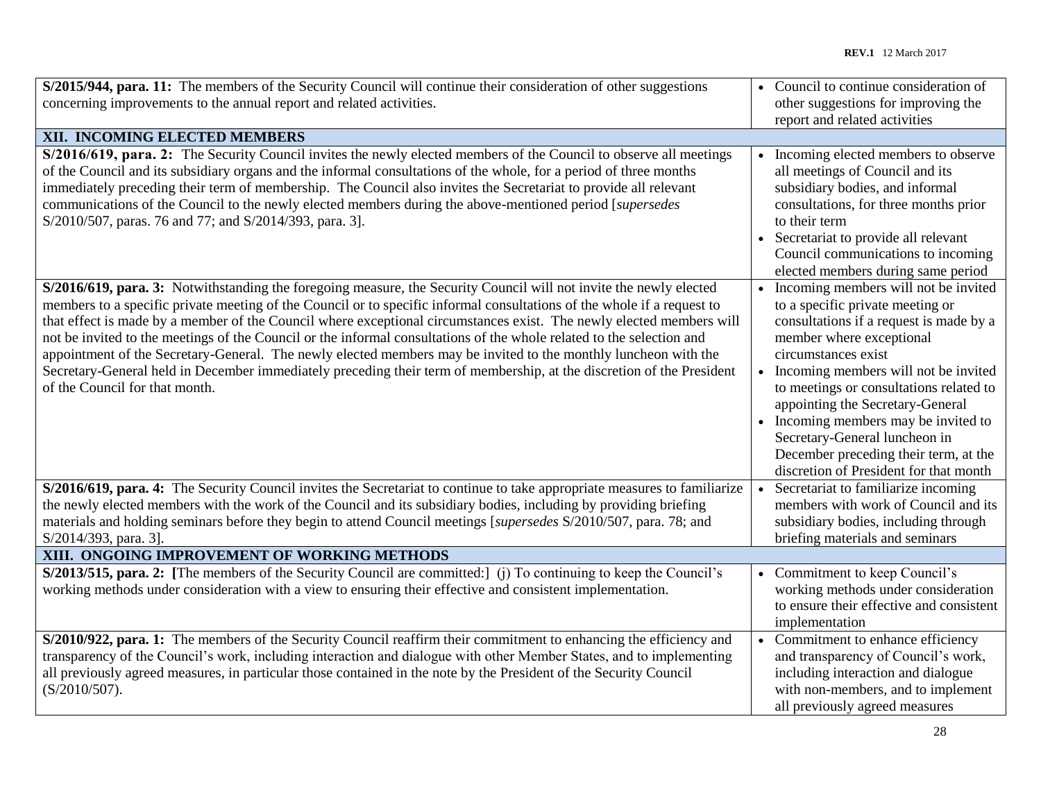| | |
|---|---|
| **S/2015/944, para. 11:** The members of the Security Council will continue their consideration of other suggestions concerning improvements to the annual report and related activities. | • Council to continue consideration of other suggestions for improving the report and related activities |
| **XII. INCOMING ELECTED MEMBERS** | |
| **S/2016/619, para. 2:** The Security Council invites the newly elected members of the Council to observe all meetings of the Council and its subsidiary organs and the informal consultations of the whole, for a period of three months immediately preceding their term of membership. The Council also invites the Secretariat to provide all relevant communications of the Council to the newly elected members during the above-mentioned period [*supersedes* S/2010/507, paras. 76 and 77; and S/2014/393, para. 3]. | • Incoming elected members to observe all meetings of Council and its subsidiary bodies, and informal consultations, for three months prior to their term<br>• Secretariat to provide all relevant Council communications to incoming elected members during same period |
| **S/2016/619, para. 3:** Notwithstanding the foregoing measure, the Security Council will not invite the newly elected members to a specific private meeting of the Council or to specific informal consultations of the whole if a request to that effect is made by a member of the Council where exceptional circumstances exist. The newly elected members will not be invited to the meetings of the Council or the informal consultations of the whole related to the selection and appointment of the Secretary-General. The newly elected members may be invited to the monthly luncheon with the Secretary-General held in December immediately preceding their term of membership, at the discretion of the President of the Council for that month. | • Incoming members will not be invited to a specific private meeting or consultations if a request is made by a member where exceptional circumstances exist<br>• Incoming members will not be invited to meetings or consultations related to appointing the Secretary-General<br>• Incoming members may be invited to Secretary-General luncheon in December preceding their term, at the discretion of President for that month |
| **S/2016/619, para. 4:** The Security Council invites the Secretariat to continue to take appropriate measures to familiarize the newly elected members with the work of the Council and its subsidiary bodies, including by providing briefing materials and holding seminars before they begin to attend Council meetings [*supersedes* S/2010/507, para. 78; and S/2014/393, para. 3]. | • Secretariat to familiarize incoming members with work of Council and its subsidiary bodies, including through briefing materials and seminars |
| **XIII. ONGOING IMPROVEMENT OF WORKING METHODS** | |
| **S/2013/515, para. 2: [**The members of the Security Council are committed:] (j) To continuing to keep the Council's working methods under consideration with a view to ensuring their effective and consistent implementation. | • Commitment to keep Council's working methods under consideration to ensure their effective and consistent implementation |
| **S/2010/922, para. 1:** The members of the Security Council reaffirm their commitment to enhancing the efficiency and transparency of the Council's work, including interaction and dialogue with other Member States, and to implementing all previously agreed measures, in particular those contained in the note by the President of the Security Council (S/2010/507). | • Commitment to enhance efficiency and transparency of Council's work, including interaction and dialogue with non-members, and to implement all previously agreed measures |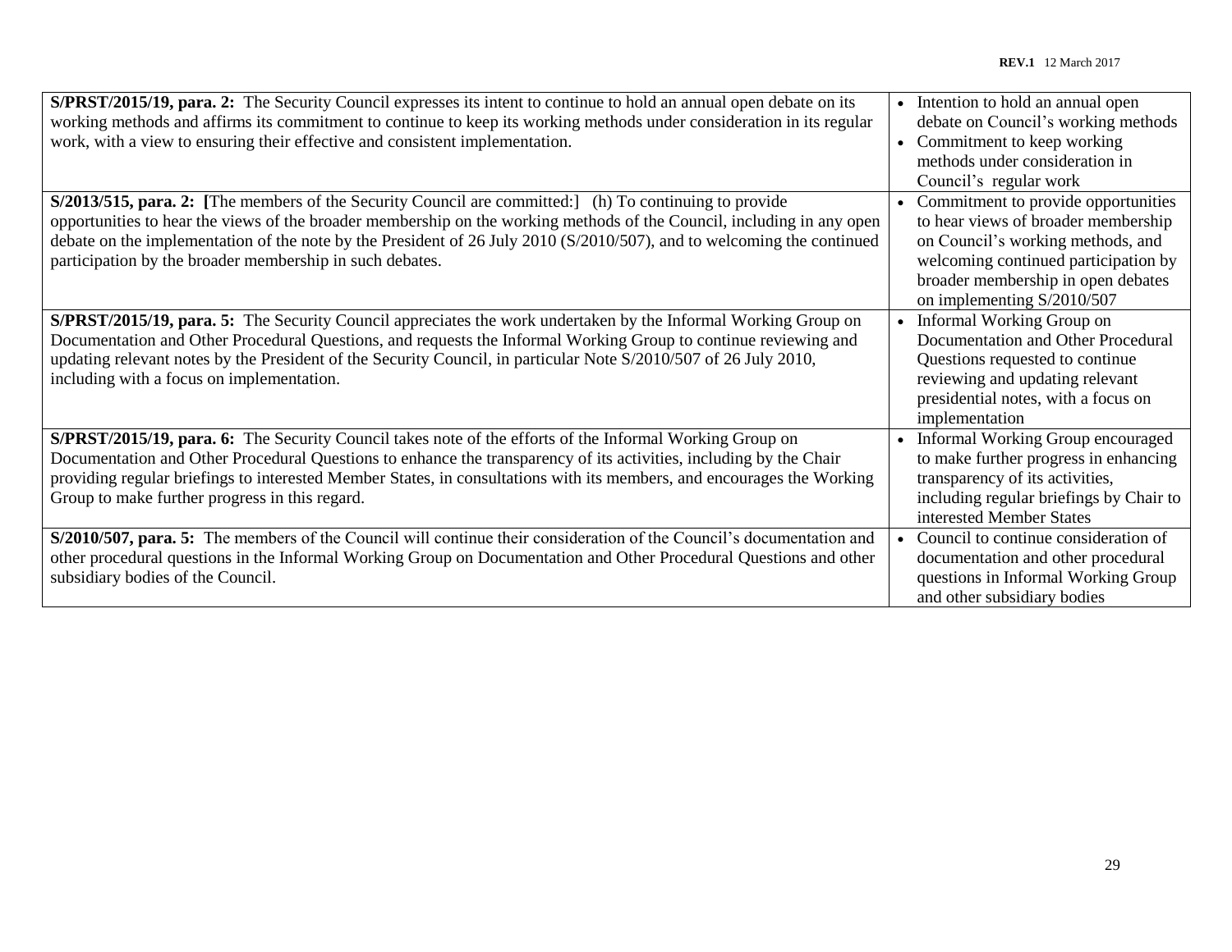| | |
|---|---|
| **S/PRST/2015/19, para. 2:** The Security Council expresses its intent to continue to hold an annual open debate on its working methods and affirms its commitment to continue to keep its working methods under consideration in its regular work, with a view to ensuring their effective and consistent implementation. | • Intention to hold an annual open debate on Council's working methods<br>• Commitment to keep working methods under consideration in Council's regular work |
| **S/2013/515, para. 2: [**The members of the Security Council are committed:] (h) To continuing to provide opportunities to hear the views of the broader membership on the working methods of the Council, including in any open debate on the implementation of the note by the President of 26 July 2010 (S/2010/507), and to welcoming the continued participation by the broader membership in such debates. | • Commitment to provide opportunities to hear views of broader membership on Council's working methods, and welcoming continued participation by broader membership in open debates on implementing S/2010/507 |
| **S/PRST/2015/19, para. 5:** The Security Council appreciates the work undertaken by the Informal Working Group on Documentation and Other Procedural Questions, and requests the Informal Working Group to continue reviewing and updating relevant notes by the President of the Security Council, in particular Note S/2010/507 of 26 July 2010, including with a focus on implementation. | • Informal Working Group on Documentation and Other Procedural Questions requested to continue reviewing and updating relevant presidential notes, with a focus on implementation |
| **S/PRST/2015/19, para. 6:** The Security Council takes note of the efforts of the Informal Working Group on Documentation and Other Procedural Questions to enhance the transparency of its activities, including by the Chair providing regular briefings to interested Member States, in consultations with its members, and encourages the Working Group to make further progress in this regard. | • Informal Working Group encouraged to make further progress in enhancing transparency of its activities, including regular briefings by Chair to interested Member States |
| **S/2010/507, para. 5:** The members of the Council will continue their consideration of the Council's documentation and other procedural questions in the Informal Working Group on Documentation and Other Procedural Questions and other subsidiary bodies of the Council. | • Council to continue consideration of documentation and other procedural questions in Informal Working Group and other subsidiary bodies |